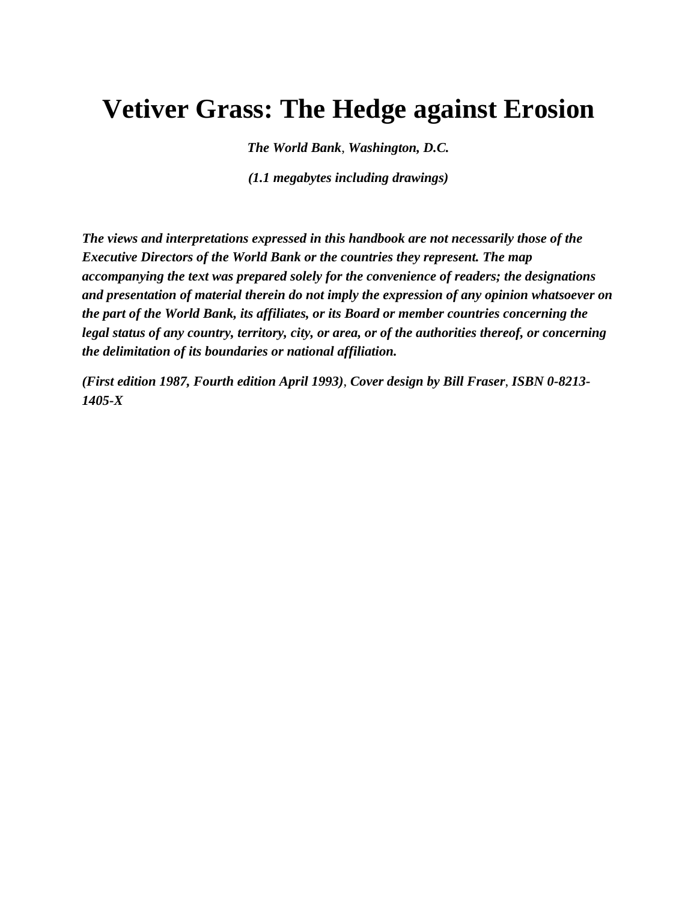# Vetiver Grass: The Hedge against Erosion

***The World Bank**, **Washington, D.C.***

***(1.1 megabytes including drawings)***

***The views and interpretations expressed in this handbook are not necessarily those of the Executive Directors of the World Bank or the countries they represent. The map accompanying the text was prepared solely for the convenience of readers; the designations and presentation of material therein do not imply the expression of any opinion whatsoever on the part of the World Bank, its affiliates, or its Board or member countries concerning the legal status of any country, territory, city, or area, or of the authorities thereof, or concerning the delimitation of its boundaries or national affiliation.***

***(First edition 1987, Fourth edition April 1993)**, **Cover design by Bill Fraser**, **ISBN 0-8213-1405-X***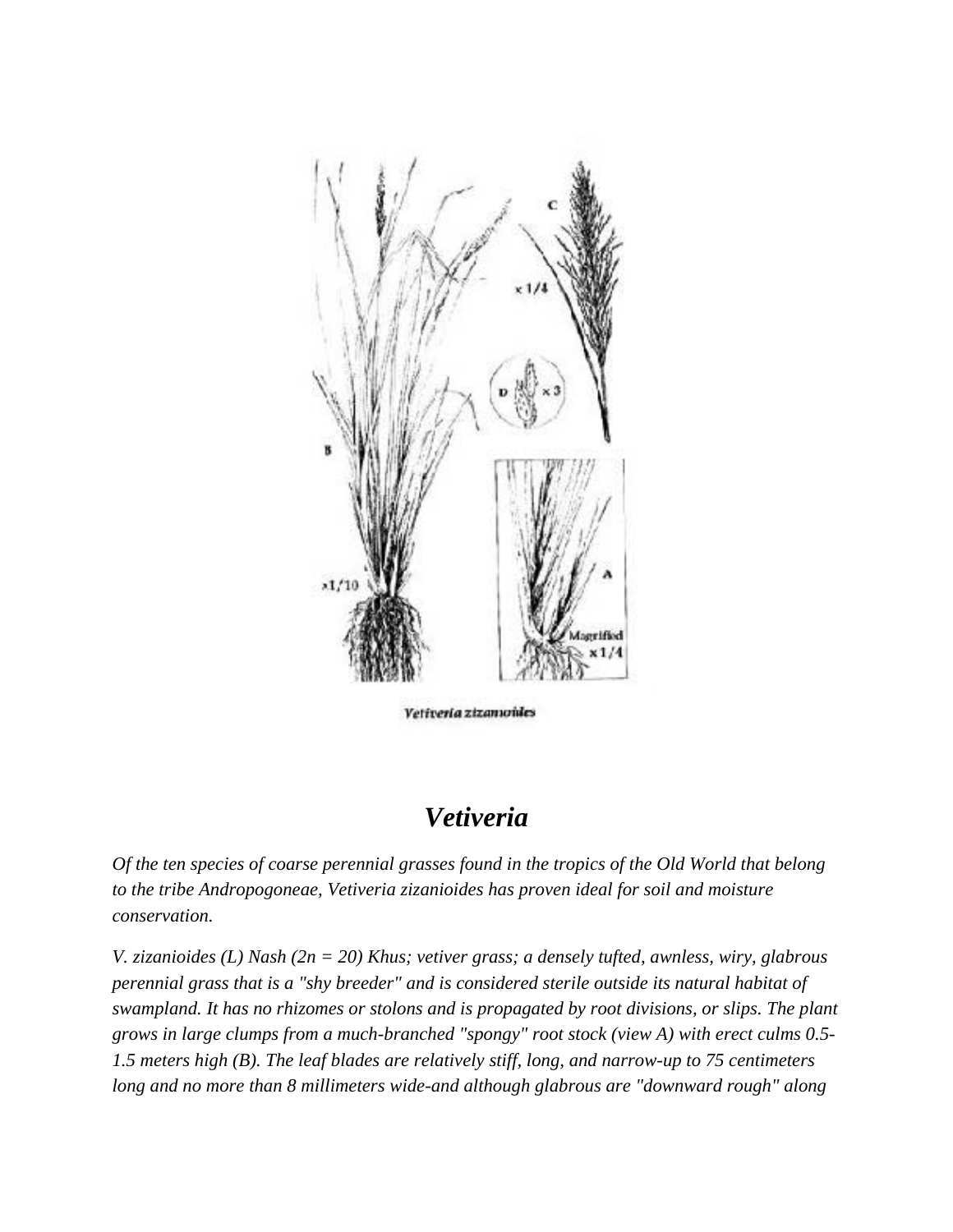Vetiveria zizanoides

## *Vetiveria*

*Of the ten species of coarse perennial grasses found in the tropics of the Old World that belong to the tribe Andropogoneae, Vetiveria zizanioides has proven ideal for soil and moisture conservation.*

*V. zizanioides (L) Nash (2n = 20) Khus; vetiver grass; a densely tufted, awnless, wiry, glabrous perennial grass that is a "shy breeder" and is considered sterile outside its natural habitat of swampland. It has no rhizomes or stolons and is propagated by root divisions, or slips. The plant grows in large clumps from a much-branched "spongy" root stock (view A) with erect culms 0.5-1.5 meters high (B). The leaf blades are relatively stiff, long, and narrow-up to 75 centimeters long and no more than 8 millimeters wide-and although glabrous are "downward rough" along*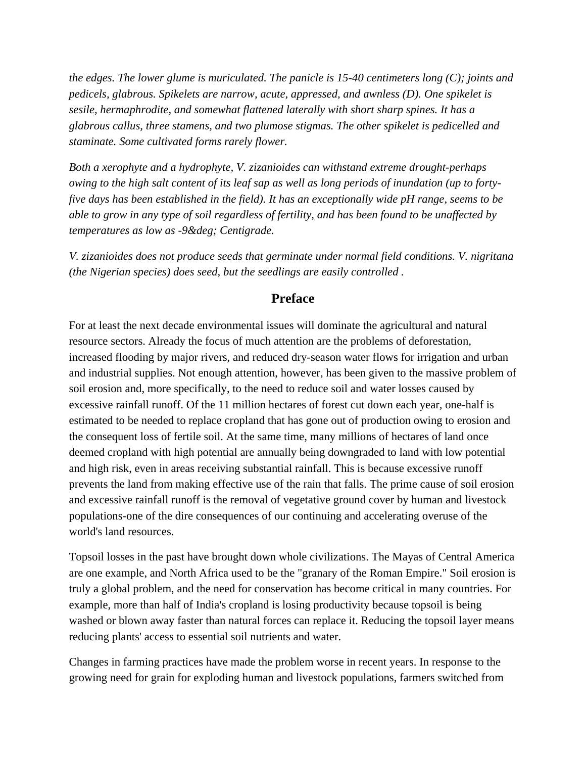*the edges. The lower glume is muriculated. The panicle is 15-40 centimeters long (C); joints and pedicels, glabrous. Spikelets are narrow, acute, appressed, and awnless (D). One spikelet is sesile, hermaphrodite, and somewhat flattened laterally with short sharp spines. It has a glabrous callus, three stamens, and two plumose stigmas. The other spikelet is pedicelled and staminate. Some cultivated forms rarely flower.*

*Both a xerophyte and a hydrophyte, V. zizanioides can withstand extreme drought-perhaps owing to the high salt content of its leaf sap as well as long periods of inundation (up to forty-five days has been established in the field). It has an exceptionally wide pH range, seems to be able to grow in any type of soil regardless of fertility, and has been found to be unaffected by temperatures as low as -9&deg; Centigrade.*

*V. zizanioides does not produce seeds that germinate under normal field conditions. V. nigritana (the Nigerian species) does seed, but the seedlings are easily controlled .*

## Preface

For at least the next decade environmental issues will dominate the agricultural and natural resource sectors. Already the focus of much attention are the problems of deforestation, increased flooding by major rivers, and reduced dry-season water flows for irrigation and urban and industrial supplies. Not enough attention, however, has been given to the massive problem of soil erosion and, more specifically, to the need to reduce soil and water losses caused by excessive rainfall runoff. Of the 11 million hectares of forest cut down each year, one-half is estimated to be needed to replace cropland that has gone out of production owing to erosion and the consequent loss of fertile soil. At the same time, many millions of hectares of land once deemed cropland with high potential are annually being downgraded to land with low potential and high risk, even in areas receiving substantial rainfall. This is because excessive runoff prevents the land from making effective use of the rain that falls. The prime cause of soil erosion and excessive rainfall runoff is the removal of vegetative ground cover by human and livestock populations-one of the dire consequences of our continuing and accelerating overuse of the world's land resources.

Topsoil losses in the past have brought down whole civilizations. The Mayas of Central America are one example, and North Africa used to be the "granary of the Roman Empire." Soil erosion is truly a global problem, and the need for conservation has become critical in many countries. For example, more than half of India's cropland is losing productivity because topsoil is being washed or blown away faster than natural forces can replace it. Reducing the topsoil layer means reducing plants' access to essential soil nutrients and water.

Changes in farming practices have made the problem worse in recent years. In response to the growing need for grain for exploding human and livestock populations, farmers switched from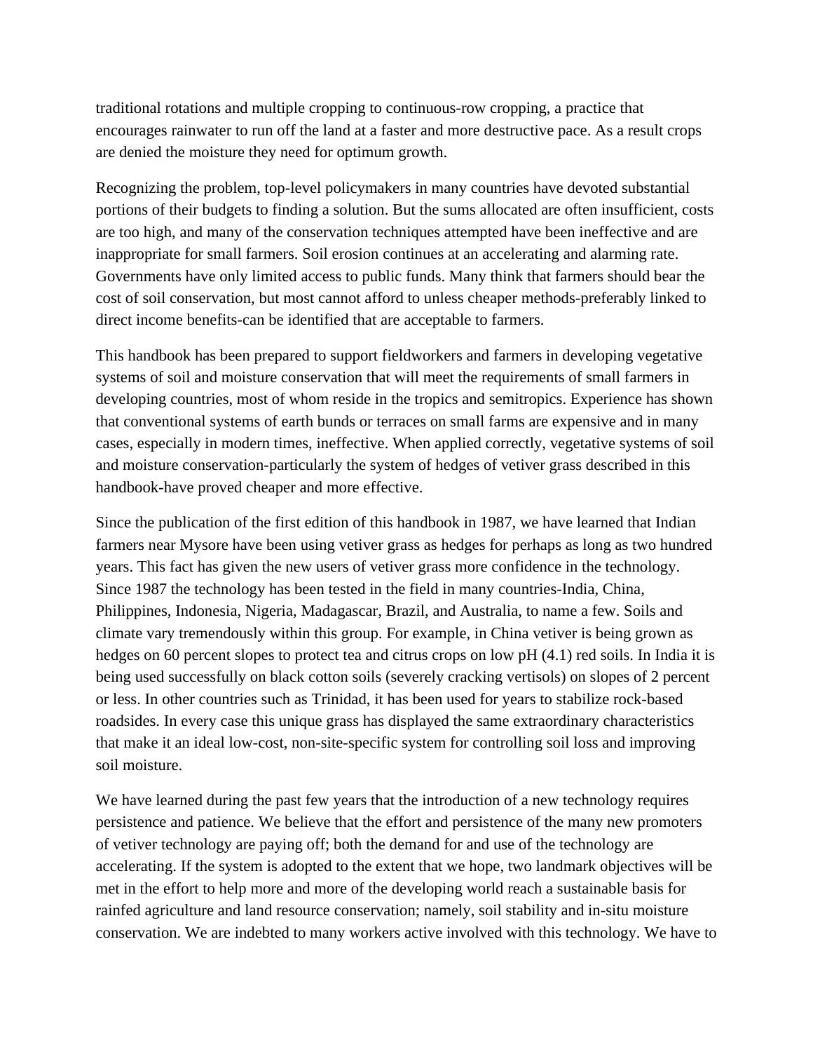traditional rotations and multiple cropping to continuous-row cropping, a practice that encourages rainwater to run off the land at a faster and more destructive pace. As a result crops are denied the moisture they need for optimum growth.

Recognizing the problem, top-level policymakers in many countries have devoted substantial portions of their budgets to finding a solution. But the sums allocated are often insufficient, costs are too high, and many of the conservation techniques attempted have been ineffective and are inappropriate for small farmers. Soil erosion continues at an accelerating and alarming rate. Governments have only limited access to public funds. Many think that farmers should bear the cost of soil conservation, but most cannot afford to unless cheaper methods-preferably linked to direct income benefits-can be identified that are acceptable to farmers.

This handbook has been prepared to support fieldworkers and farmers in developing vegetative systems of soil and moisture conservation that will meet the requirements of small farmers in developing countries, most of whom reside in the tropics and semitropics. Experience has shown that conventional systems of earth bunds or terraces on small farms are expensive and in many cases, especially in modern times, ineffective. When applied correctly, vegetative systems of soil and moisture conservation-particularly the system of hedges of vetiver grass described in this handbook-have proved cheaper and more effective.

Since the publication of the first edition of this handbook in 1987, we have learned that Indian farmers near Mysore have been using vetiver grass as hedges for perhaps as long as two hundred years. This fact has given the new users of vetiver grass more confidence in the technology. Since 1987 the technology has been tested in the field in many countries-India, China, Philippines, Indonesia, Nigeria, Madagascar, Brazil, and Australia, to name a few. Soils and climate vary tremendously within this group. For example, in China vetiver is being grown as hedges on 60 percent slopes to protect tea and citrus crops on low pH (4.1) red soils. In India it is being used successfully on black cotton soils (severely cracking vertisols) on slopes of 2 percent or less. In other countries such as Trinidad, it has been used for years to stabilize rock-based roadsides. In every case this unique grass has displayed the same extraordinary characteristics that make it an ideal low-cost, non-site-specific system for controlling soil loss and improving soil moisture.

We have learned during the past few years that the introduction of a new technology requires persistence and patience. We believe that the effort and persistence of the many new promoters of vetiver technology are paying off; both the demand for and use of the technology are accelerating. If the system is adopted to the extent that we hope, two landmark objectives will be met in the effort to help more and more of the developing world reach a sustainable basis for rainfed agriculture and land resource conservation; namely, soil stability and in-situ moisture conservation. We are indebted to many workers active involved with this technology. We have to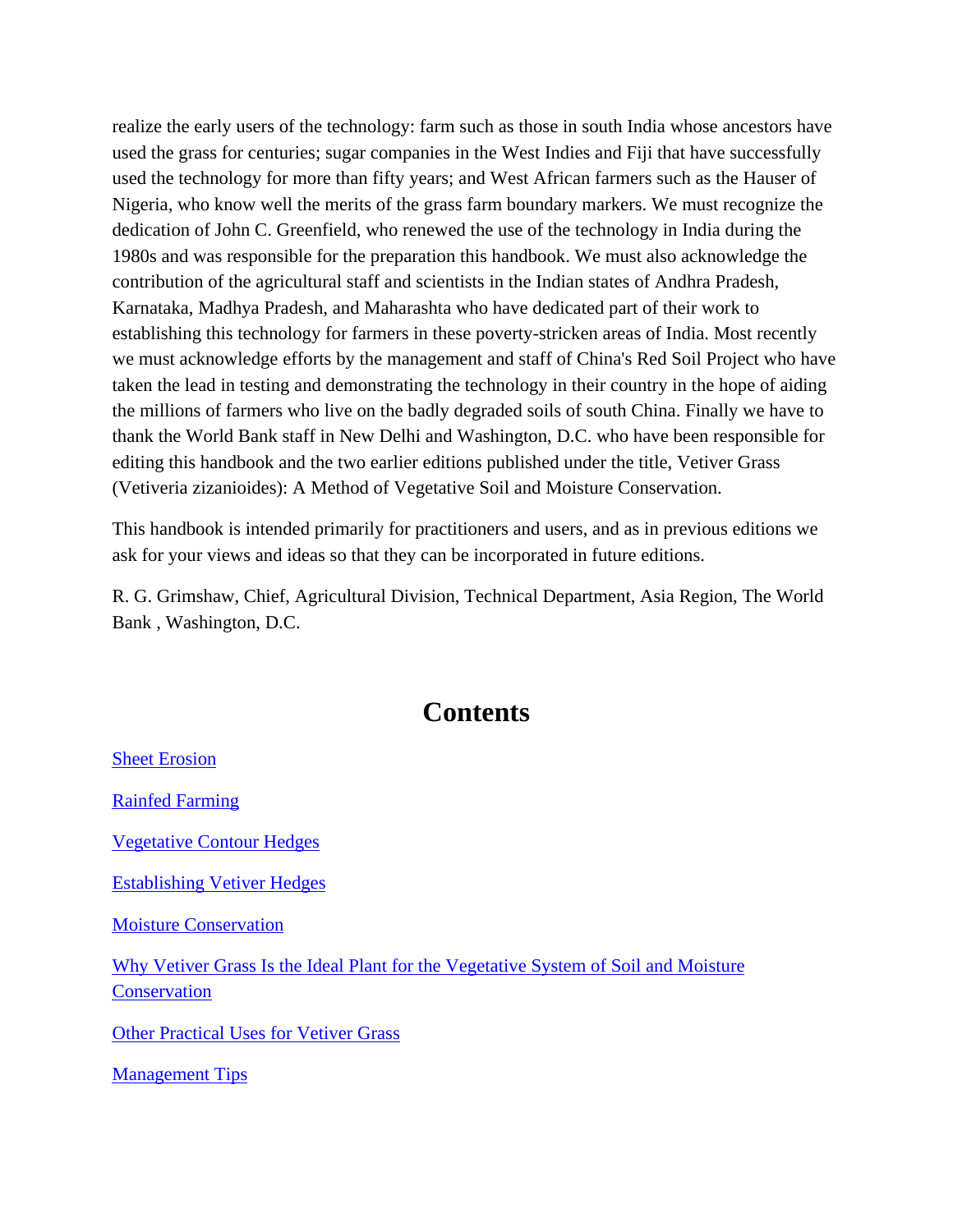realize the early users of the technology: farm such as those in south India whose ancestors have used the grass for centuries; sugar companies in the West Indies and Fiji that have successfully used the technology for more than fifty years; and West African farmers such as the Hauser of Nigeria, who know well the merits of the grass farm boundary markers. We must recognize the dedication of John C. Greenfield, who renewed the use of the technology in India during the 1980s and was responsible for the preparation this handbook. We must also acknowledge the contribution of the agricultural staff and scientists in the Indian states of Andhra Pradesh, Karnataka, Madhya Pradesh, and Maharashta who have dedicated part of their work to establishing this technology for farmers in these poverty-stricken areas of India. Most recently we must acknowledge efforts by the management and staff of China's Red Soil Project who have taken the lead in testing and demonstrating the technology in their country in the hope of aiding the millions of farmers who live on the badly degraded soils of south China. Finally we have to thank the World Bank staff in New Delhi and Washington, D.C. who have been responsible for editing this handbook and the two earlier editions published under the title, Vetiver Grass (Vetiveria zizanioides): A Method of Vegetative Soil and Moisture Conservation.

This handbook is intended primarily for practitioners and users, and as in previous editions we ask for your views and ideas so that they can be incorporated in future editions.

R. G. Grimshaw, Chief, Agricultural Division, Technical Department, Asia Region, The World Bank , Washington, D.C.

# Contents

Sheet Erosion

Rainfed Farming

Vegetative Contour Hedges

Establishing Vetiver Hedges

Moisture Conservation

Why Vetiver Grass Is the Ideal Plant for the Vegetative System of Soil and Moisture Conservation

Other Practical Uses for Vetiver Grass

Management Tips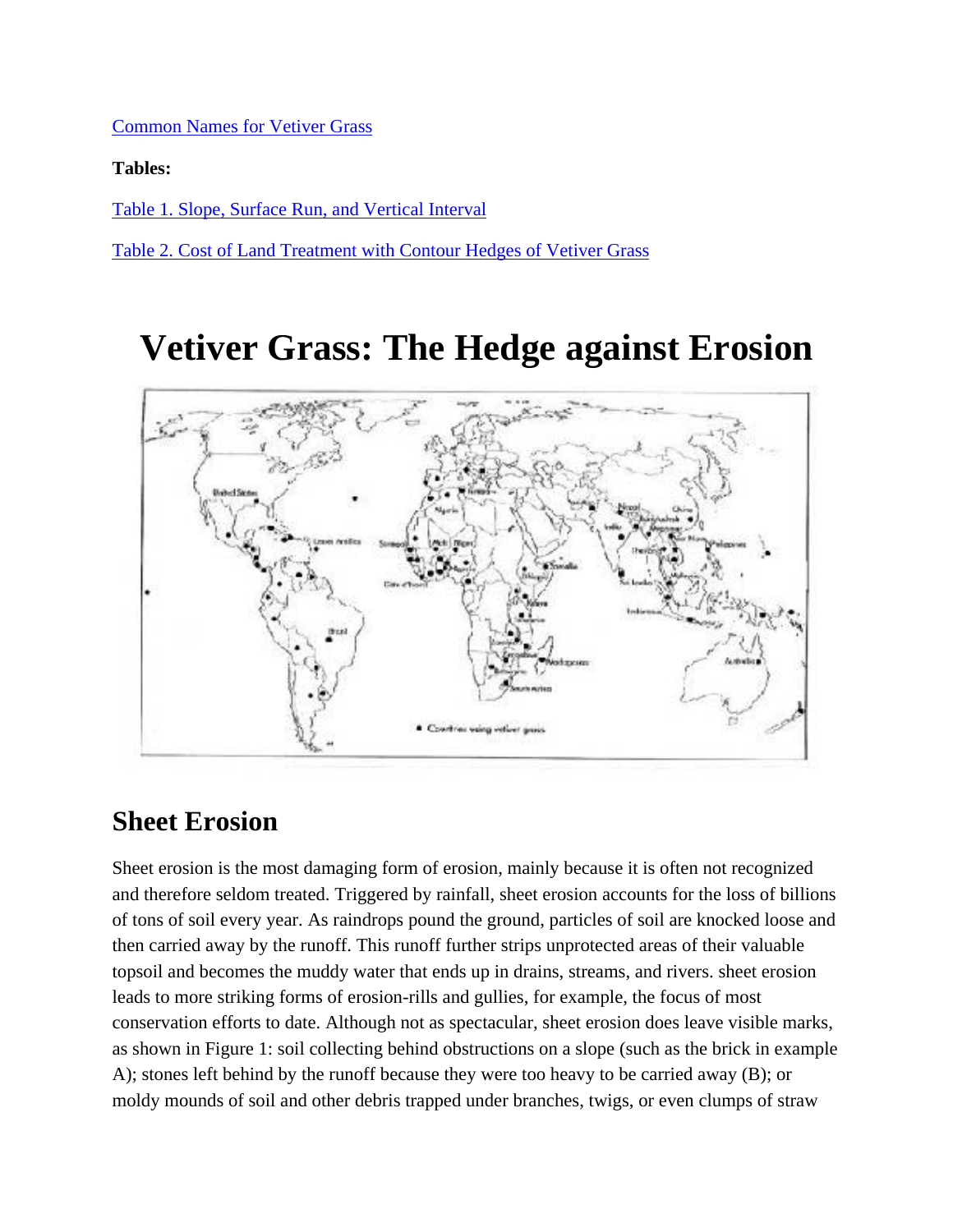[Common Names for Vetiver Grass]

**Tables:**

[Table 1. Slope, Surface Run, and Vertical Interval]

[Table 2. Cost of Land Treatment with Contour Hedges of Vetiver Grass]

# Vetiver Grass: The Hedge against Erosion

## Sheet Erosion

Sheet erosion is the most damaging form of erosion, mainly because it is often not recognized and therefore seldom treated. Triggered by rainfall, sheet erosion accounts for the loss of billions of tons of soil every year. As raindrops pound the ground, particles of soil are knocked loose and then carried away by the runoff. This runoff further strips unprotected areas of their valuable topsoil and becomes the muddy water that ends up in drains, streams, and rivers. sheet erosion leads to more striking forms of erosion-rills and gullies, for example, the focus of most conservation efforts to date. Although not as spectacular, sheet erosion does leave visible marks, as shown in Figure 1: soil collecting behind obstructions on a slope (such as the brick in example A); stones left behind by the runoff because they were too heavy to be carried away (B); or moldy mounds of soil and other debris trapped under branches, twigs, or even clumps of straw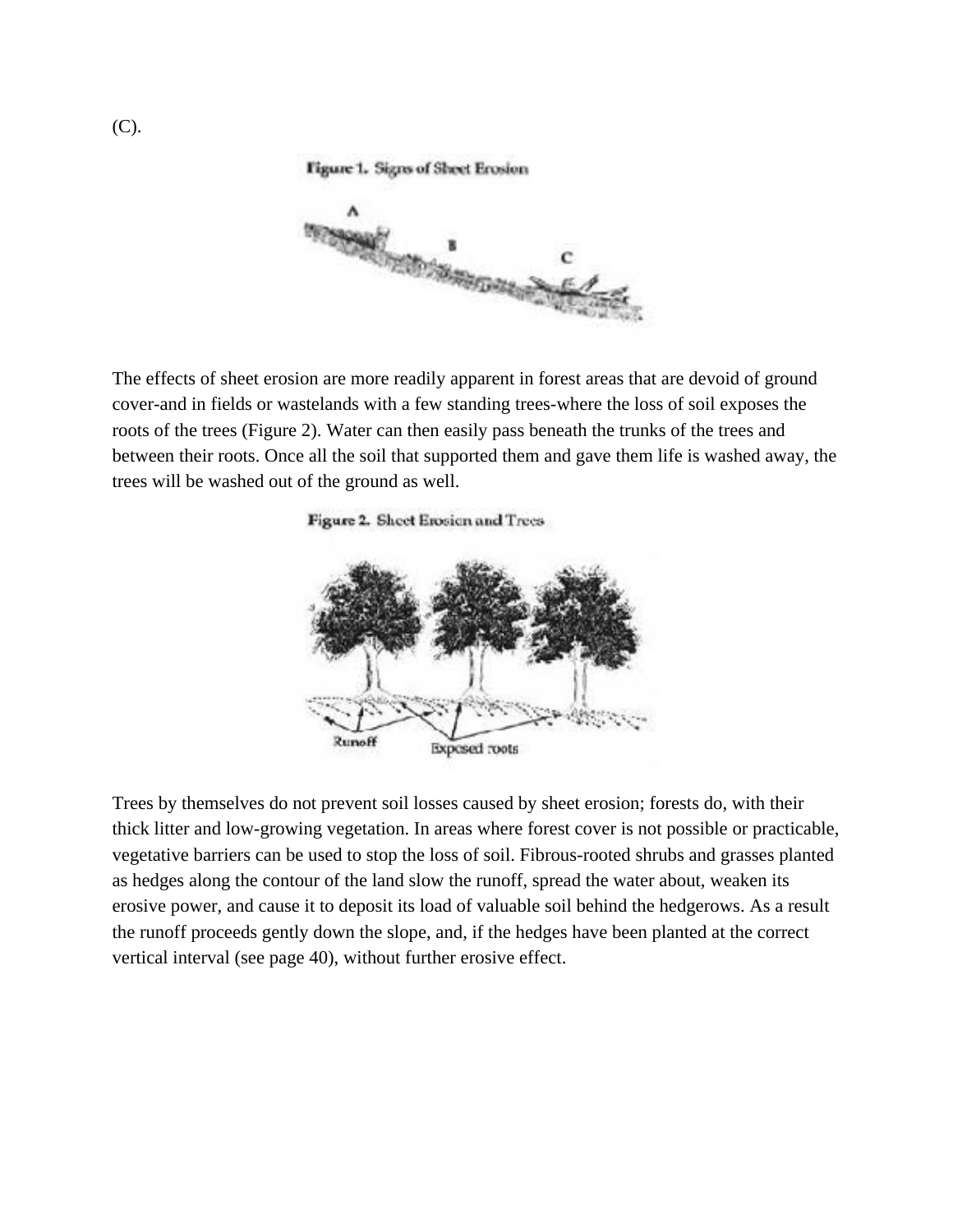(C).

Figure 1. Signs of Sheet Erosion

The effects of sheet erosion are more readily apparent in forest areas that are devoid of ground cover-and in fields or wastelands with a few standing trees-where the loss of soil exposes the roots of the trees (Figure 2). Water can then easily pass beneath the trunks of the trees and between their roots. Once all the soil that supported them and gave them life is washed away, the trees will be washed out of the ground as well.

Figure 2. Sheet Erosion and Trees

Trees by themselves do not prevent soil losses caused by sheet erosion; forests do, with their thick litter and low-growing vegetation. In areas where forest cover is not possible or practicable, vegetative barriers can be used to stop the loss of soil. Fibrous-rooted shrubs and grasses planted as hedges along the contour of the land slow the runoff, spread the water about, weaken its erosive power, and cause it to deposit its load of valuable soil behind the hedgerows. As a result the runoff proceeds gently down the slope, and, if the hedges have been planted at the correct vertical interval (see page 40), without further erosive effect.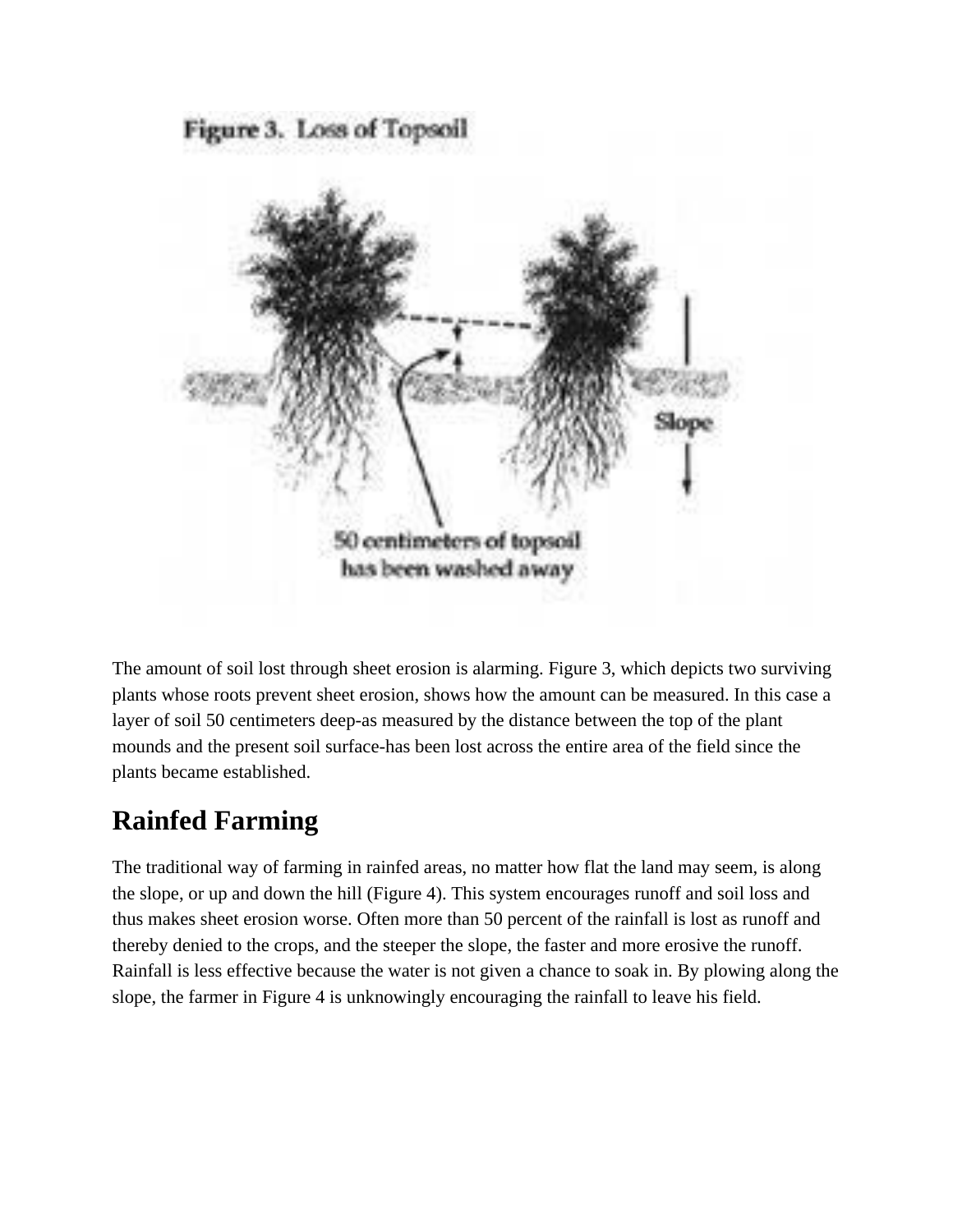Figure 3. Loss of Topsoil

The amount of soil lost through sheet erosion is alarming. Figure 3, which depicts two surviving plants whose roots prevent sheet erosion, shows how the amount can be measured. In this case a layer of soil 50 centimeters deep-as measured by the distance between the top of the plant mounds and the present soil surface-has been lost across the entire area of the field since the plants became established.

## Rainfed Farming

The traditional way of farming in rainfed areas, no matter how flat the land may seem, is along the slope, or up and down the hill (Figure 4). This system encourages runoff and soil loss and thus makes sheet erosion worse. Often more than 50 percent of the rainfall is lost as runoff and thereby denied to the crops, and the steeper the slope, the faster and more erosive the runoff. Rainfall is less effective because the water is not given a chance to soak in. By plowing along the slope, the farmer in Figure 4 is unknowingly encouraging the rainfall to leave his field.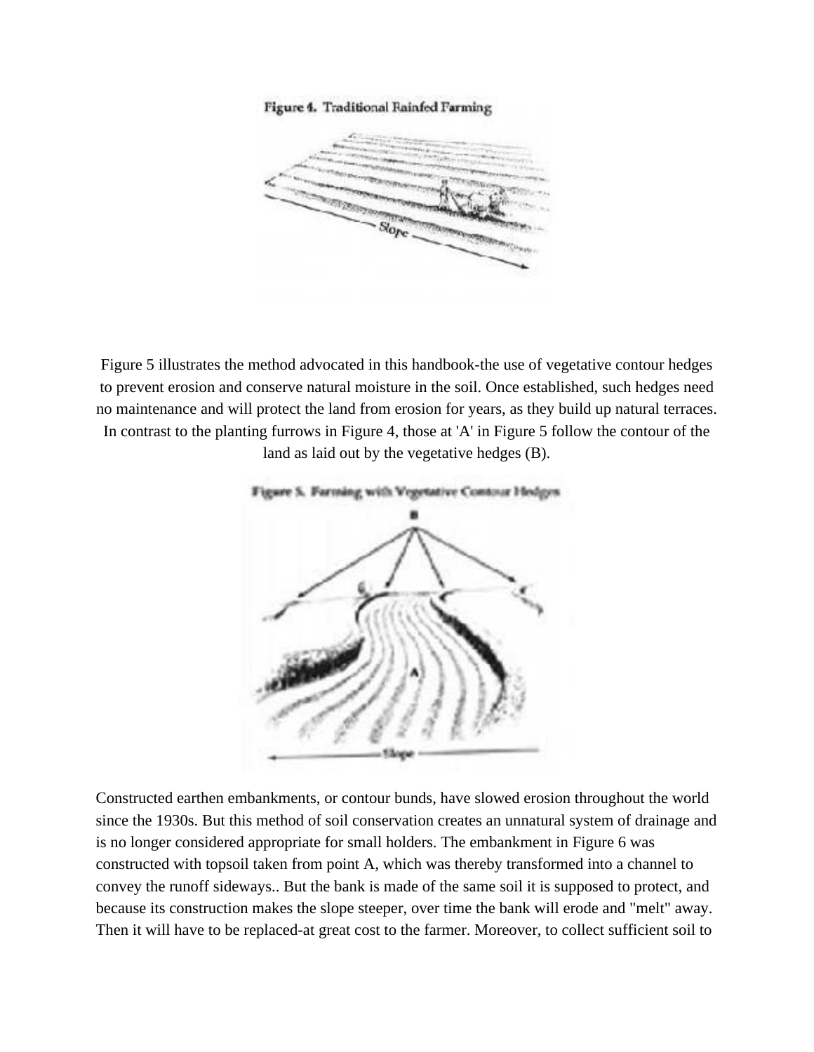Figure 4. Traditional Rainfed Farming

Figure 5 illustrates the method advocated in this handbook-the use of vegetative contour hedges to prevent erosion and conserve natural moisture in the soil. Once established, such hedges need no maintenance and will protect the land from erosion for years, as they build up natural terraces. In contrast to the planting furrows in Figure 4, those at 'A' in Figure 5 follow the contour of the land as laid out by the vegetative hedges (B).

Figure 5. Farming with Vegetative Contour Hedges

Constructed earthen embankments, or contour bunds, have slowed erosion throughout the world since the 1930s. But this method of soil conservation creates an unnatural system of drainage and is no longer considered appropriate for small holders. The embankment in Figure 6 was constructed with topsoil taken from point A, which was thereby transformed into a channel to convey the runoff sideways.. But the bank is made of the same soil it is supposed to protect, and because its construction makes the slope steeper, over time the bank will erode and "melt" away. Then it will have to be replaced-at great cost to the farmer. Moreover, to collect sufficient soil to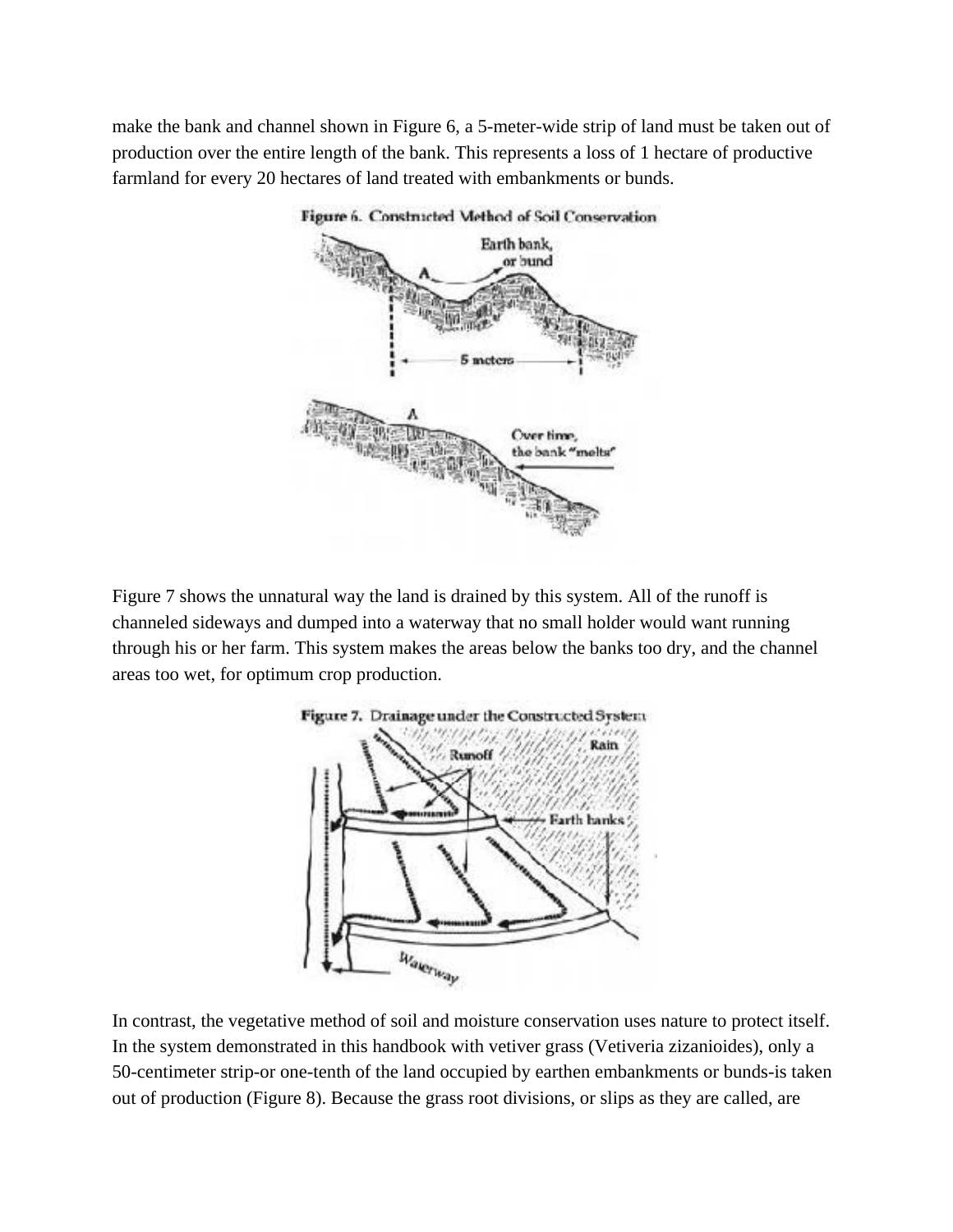make the bank and channel shown in Figure 6, a 5-meter-wide strip of land must be taken out of production over the entire length of the bank. This represents a loss of 1 hectare of productive farmland for every 20 hectares of land treated with embankments or bunds.

Figure 6. Constructed Method of Soil Conservation

Figure 7 shows the unnatural way the land is drained by this system. All of the runoff is channeled sideways and dumped into a waterway that no small holder would want running through his or her farm. This system makes the areas below the banks too dry, and the channel areas too wet, for optimum crop production.

Figure 7. Drainage under the Constructed System

In contrast, the vegetative method of soil and moisture conservation uses nature to protect itself. In the system demonstrated in this handbook with vetiver grass (Vetiveria zizanioides), only a 50-centimeter strip-or one-tenth of the land occupied by earthen embankments or bunds-is taken out of production (Figure 8). Because the grass root divisions, or slips as they are called, are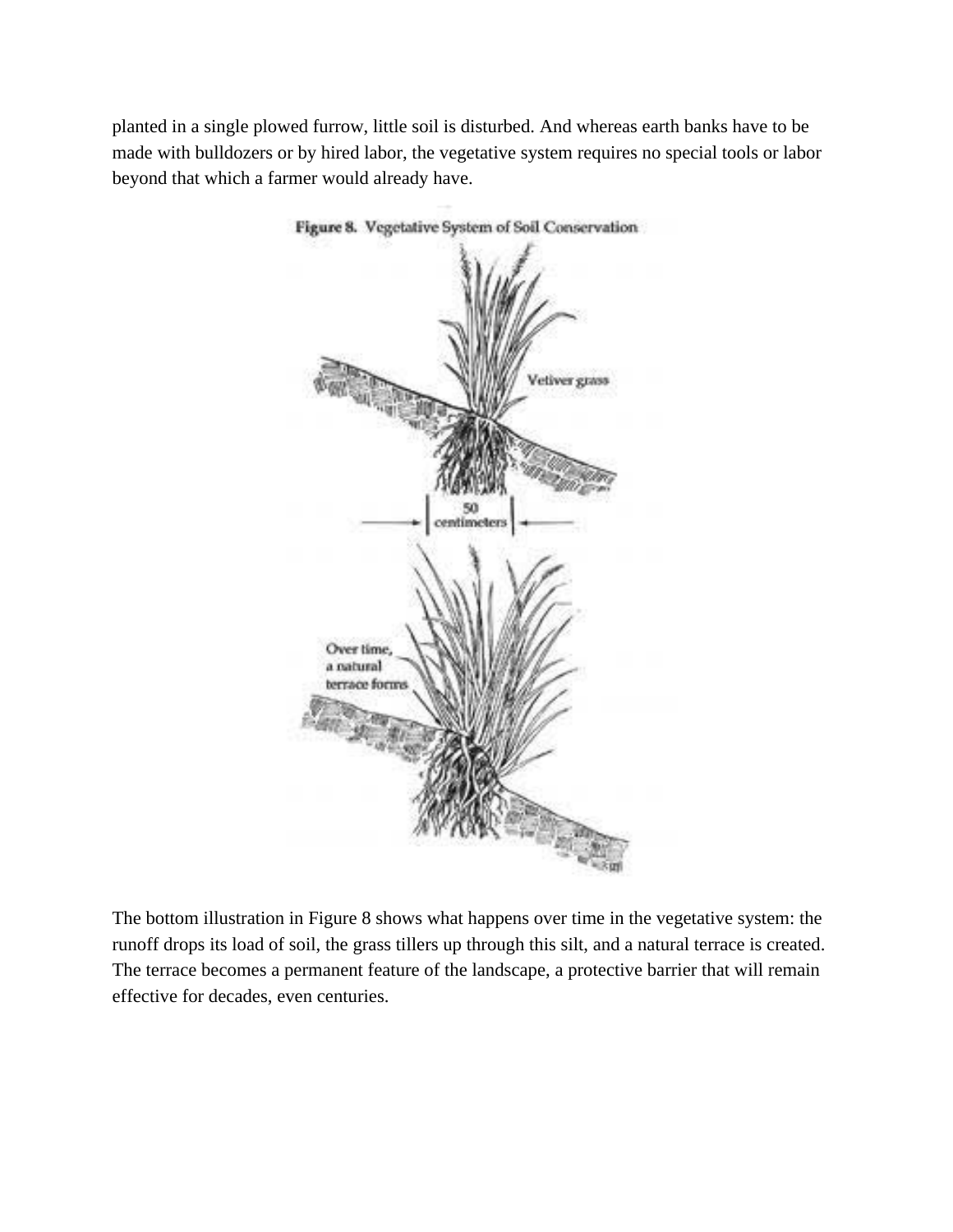planted in a single plowed furrow, little soil is disturbed. And whereas earth banks have to be made with bulldozers or by hired labor, the vegetative system requires no special tools or labor beyond that which a farmer would already have.

**Figure 8. Vegetative System of Soil Conservation**

The bottom illustration in Figure 8 shows what happens over time in the vegetative system: the runoff drops its load of soil, the grass tillers up through this silt, and a natural terrace is created. The terrace becomes a permanent feature of the landscape, a protective barrier that will remain effective for decades, even centuries.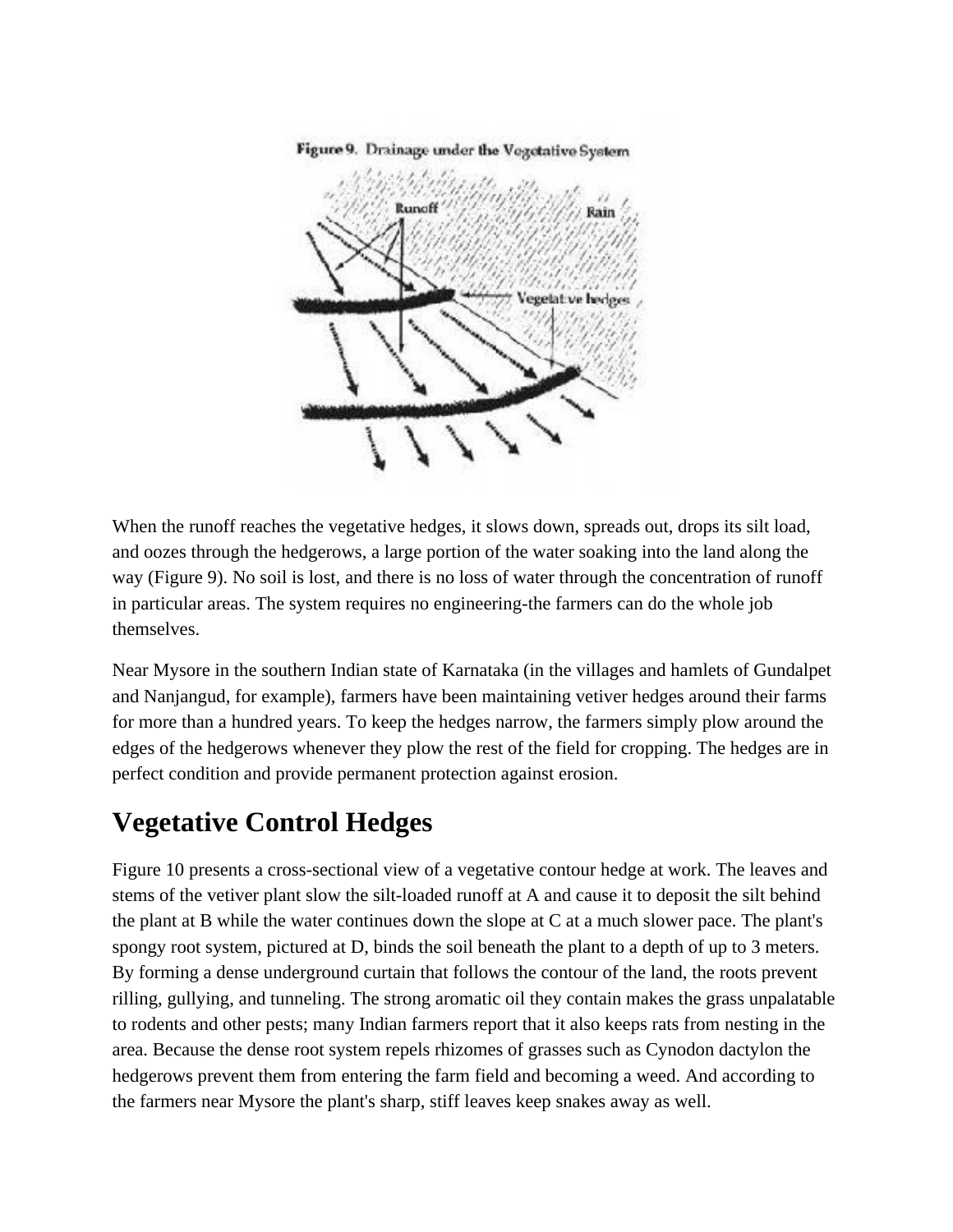When the runoff reaches the vegetative hedges, it slows down, spreads out, drops its silt load, and oozes through the hedgerows, a large portion of the water soaking into the land along the way (Figure 9). No soil is lost, and there is no loss of water through the concentration of runoff in particular areas. The system requires no engineering-the farmers can do the whole job themselves.

Near Mysore in the southern Indian state of Karnataka (in the villages and hamlets of Gundalpet and Nanjangud, for example), farmers have been maintaining vetiver hedges around their farms for more than a hundred years. To keep the hedges narrow, the farmers simply plow around the edges of the hedgerows whenever they plow the rest of the field for cropping. The hedges are in perfect condition and provide permanent protection against erosion.

## Vegetative Control Hedges

Figure 10 presents a cross-sectional view of a vegetative contour hedge at work. The leaves and stems of the vetiver plant slow the silt-loaded runoff at A and cause it to deposit the silt behind the plant at B while the water continues down the slope at C at a much slower pace. The plant's spongy root system, pictured at D, binds the soil beneath the plant to a depth of up to 3 meters. By forming a dense underground curtain that follows the contour of the land, the roots prevent rilling, gullying, and tunneling. The strong aromatic oil they contain makes the grass unpalatable to rodents and other pests; many Indian farmers report that it also keeps rats from nesting in the area. Because the dense root system repels rhizomes of grasses such as Cynodon dactylon the hedgerows prevent them from entering the farm field and becoming a weed. And according to the farmers near Mysore the plant's sharp, stiff leaves keep snakes away as well.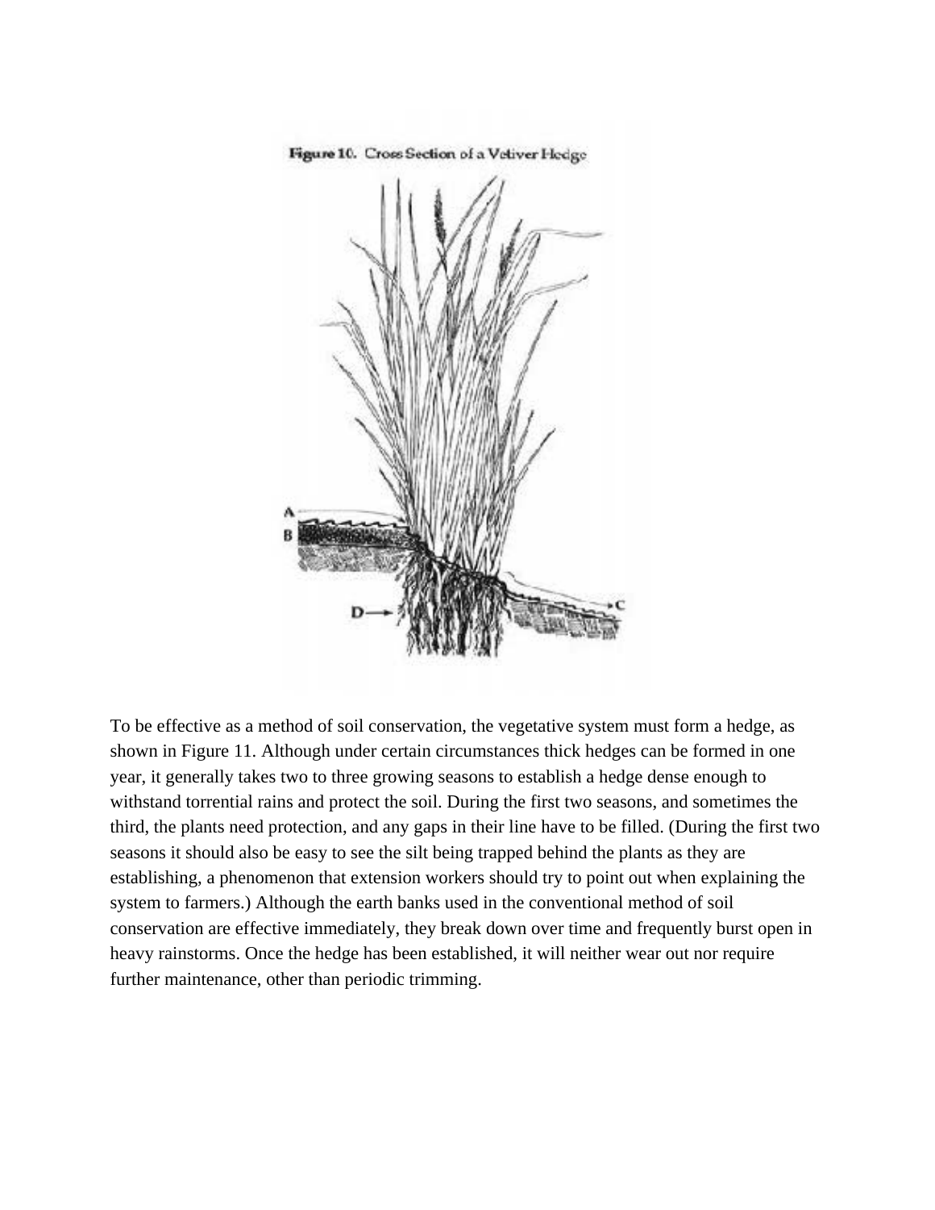Figure 10. Cross Section of a Vetiver Hedge

To be effective as a method of soil conservation, the vegetative system must form a hedge, as shown in Figure 11. Although under certain circumstances thick hedges can be formed in one year, it generally takes two to three growing seasons to establish a hedge dense enough to withstand torrential rains and protect the soil. During the first two seasons, and sometimes the third, the plants need protection, and any gaps in their line have to be filled. (During the first two seasons it should also be easy to see the silt being trapped behind the plants as they are establishing, a phenomenon that extension workers should try to point out when explaining the system to farmers.) Although the earth banks used in the conventional method of soil conservation are effective immediately, they break down over time and frequently burst open in heavy rainstorms. Once the hedge has been established, it will neither wear out nor require further maintenance, other than periodic trimming.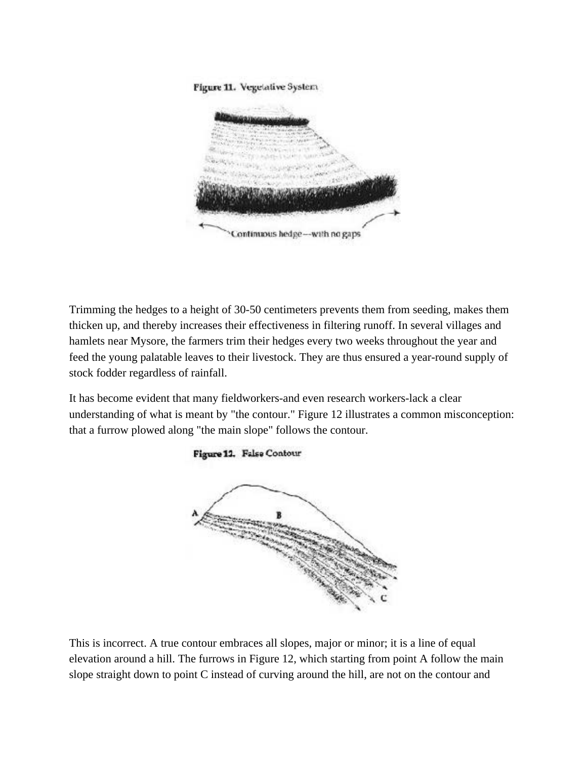Figure 11. Vegetative System

Continuous hedge--with no gaps

Trimming the hedges to a height of 30-50 centimeters prevents them from seeding, makes them thicken up, and thereby increases their effectiveness in filtering runoff. In several villages and hamlets near Mysore, the farmers trim their hedges every two weeks throughout the year and feed the young palatable leaves to their livestock. They are thus ensured a year-round supply of stock fodder regardless of rainfall.

It has become evident that many fieldworkers-and even research workers-lack a clear understanding of what is meant by "the contour." Figure 12 illustrates a common misconception: that a furrow plowed along "the main slope" follows the contour.

Figure 12. False Contour

This is incorrect. A true contour embraces all slopes, major or minor; it is a line of equal elevation around a hill. The furrows in Figure 12, which starting from point A follow the main slope straight down to point C instead of curving around the hill, are not on the contour and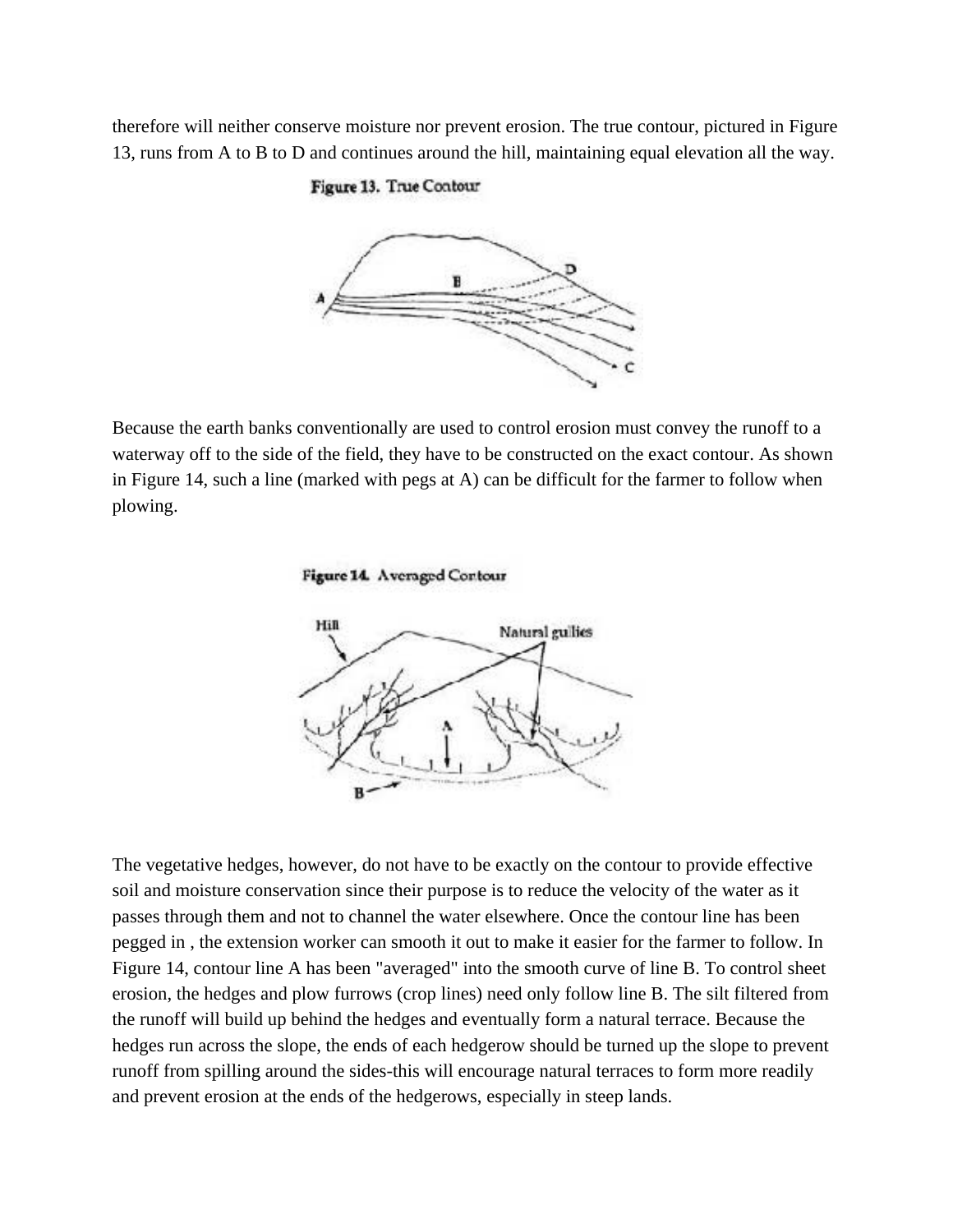therefore will neither conserve moisture nor prevent erosion. The true contour, pictured in Figure 13, runs from A to B to D and continues around the hill, maintaining equal elevation all the way.

Figure 13. True Contour

Because the earth banks conventionally are used to control erosion must convey the runoff to a waterway off to the side of the field, they have to be constructed on the exact contour. As shown in Figure 14, such a line (marked with pegs at A) can be difficult for the farmer to follow when plowing.

Figure 14. Averaged Contour

The vegetative hedges, however, do not have to be exactly on the contour to provide effective soil and moisture conservation since their purpose is to reduce the velocity of the water as it passes through them and not to channel the water elsewhere. Once the contour line has been pegged in , the extension worker can smooth it out to make it easier for the farmer to follow. In Figure 14, contour line A has been "averaged" into the smooth curve of line B. To control sheet erosion, the hedges and plow furrows (crop lines) need only follow line B. The silt filtered from the runoff will build up behind the hedges and eventually form a natural terrace. Because the hedges run across the slope, the ends of each hedgerow should be turned up the slope to prevent runoff from spilling around the sides-this will encourage natural terraces to form more readily and prevent erosion at the ends of the hedgerows, especially in steep lands.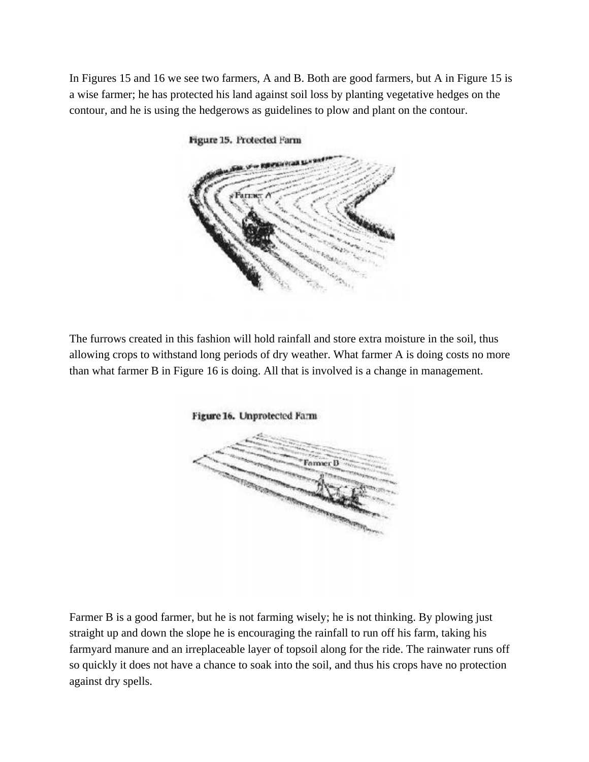In Figures 15 and 16 we see two farmers, A and B. Both are good farmers, but A in Figure 15 is a wise farmer; he has protected his land against soil loss by planting vegetative hedges on the contour, and he is using the hedgerows as guidelines to plow and plant on the contour.

Figure 15. Protected Farm

The furrows created in this fashion will hold rainfall and store extra moisture in the soil, thus allowing crops to withstand long periods of dry weather. What farmer A is doing costs no more than what farmer B in Figure 16 is doing. All that is involved is a change in management.

Figure 16. Unprotected Farm

Farmer B is a good farmer, but he is not farming wisely; he is not thinking. By plowing just straight up and down the slope he is encouraging the rainfall to run off his farm, taking his farmyard manure and an irreplaceable layer of topsoil along for the ride. The rainwater runs off so quickly it does not have a chance to soak into the soil, and thus his crops have no protection against dry spells.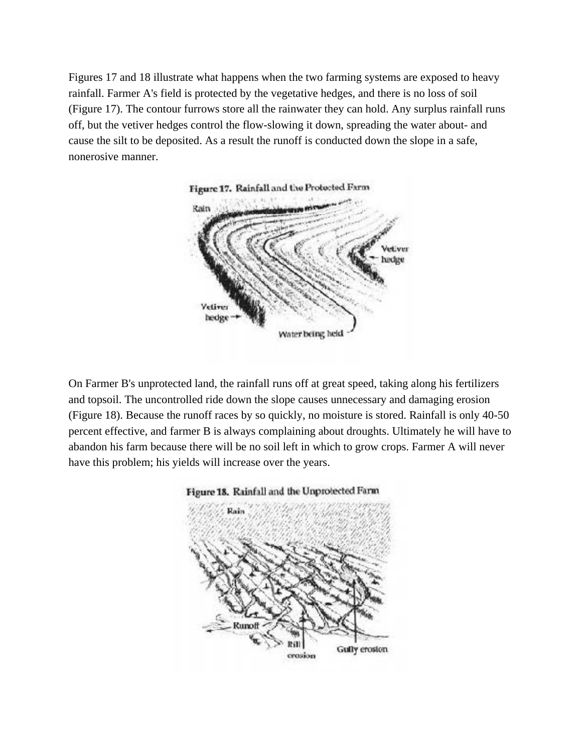Figures 17 and 18 illustrate what happens when the two farming systems are exposed to heavy rainfall. Farmer A's field is protected by the vegetative hedges, and there is no loss of soil (Figure 17). The contour furrows store all the rainwater they can hold. Any surplus rainfall runs off, but the vetiver hedges control the flow-slowing it down, spreading the water about- and cause the silt to be deposited. As a result the runoff is conducted down the slope in a safe, nonerosive manner.

Figure 17. Rainfall and the Protected Farm

On Farmer B's unprotected land, the rainfall runs off at great speed, taking along his fertilizers and topsoil. The uncontrolled ride down the slope causes unnecessary and damaging erosion (Figure 18). Because the runoff races by so quickly, no moisture is stored. Rainfall is only 40-50 percent effective, and farmer B is always complaining about droughts. Ultimately he will have to abandon his farm because there will be no soil left in which to grow crops. Farmer A will never have this problem; his yields will increase over the years.

Figure 18. Rainfall and the Unprotected Farm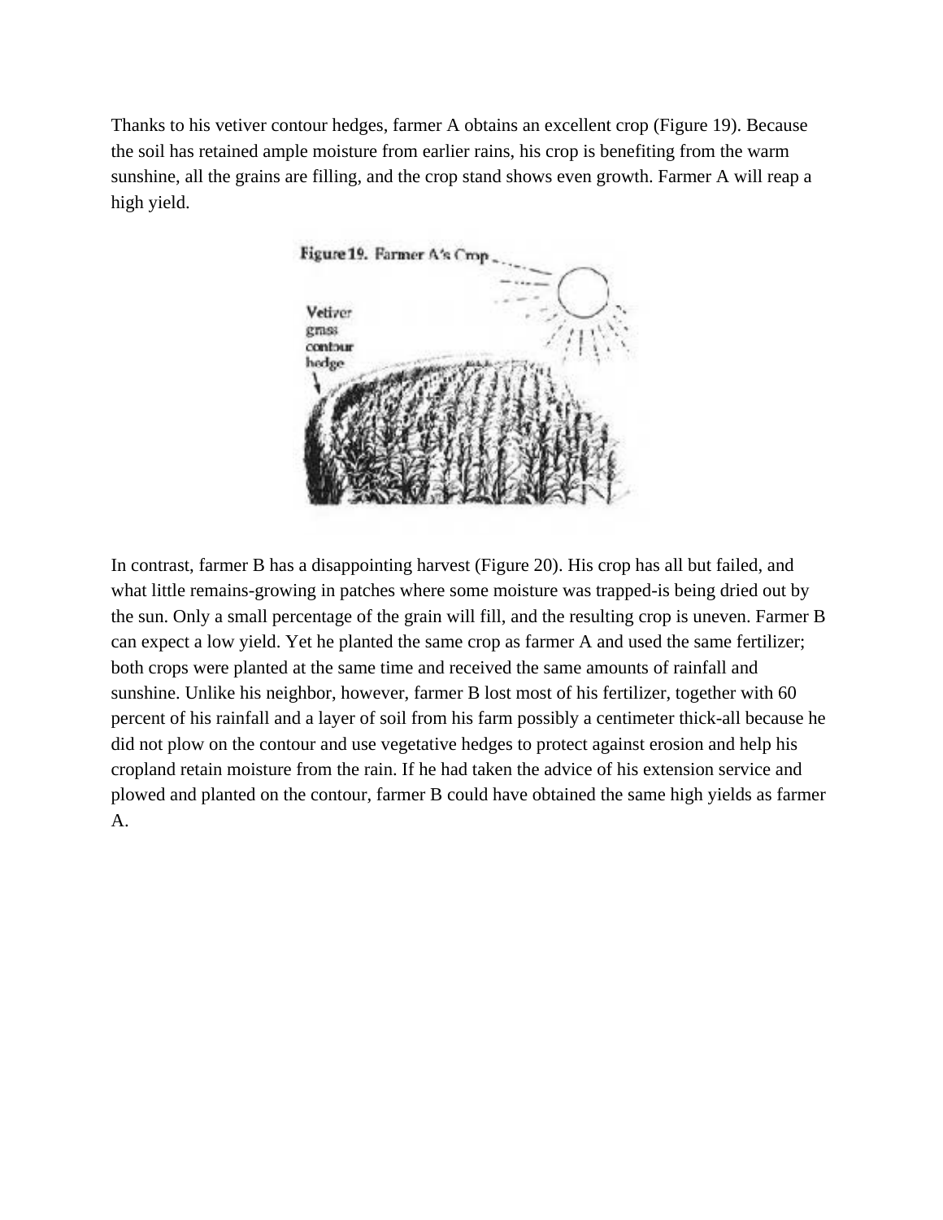Thanks to his vetiver contour hedges, farmer A obtains an excellent crop (Figure 19). Because the soil has retained ample moisture from earlier rains, his crop is benefiting from the warm sunshine, all the grains are filling, and the crop stand shows even growth. Farmer A will reap a high yield.

Figure 19. Farmer A's Crop

Vetiver grass contour hedge

In contrast, farmer B has a disappointing harvest (Figure 20). His crop has all but failed, and what little remains-growing in patches where some moisture was trapped-is being dried out by the sun. Only a small percentage of the grain will fill, and the resulting crop is uneven. Farmer B can expect a low yield. Yet he planted the same crop as farmer A and used the same fertilizer; both crops were planted at the same time and received the same amounts of rainfall and sunshine. Unlike his neighbor, however, farmer B lost most of his fertilizer, together with 60 percent of his rainfall and a layer of soil from his farm possibly a centimeter thick-all because he did not plow on the contour and use vegetative hedges to protect against erosion and help his cropland retain moisture from the rain. If he had taken the advice of his extension service and plowed and planted on the contour, farmer B could have obtained the same high yields as farmer A.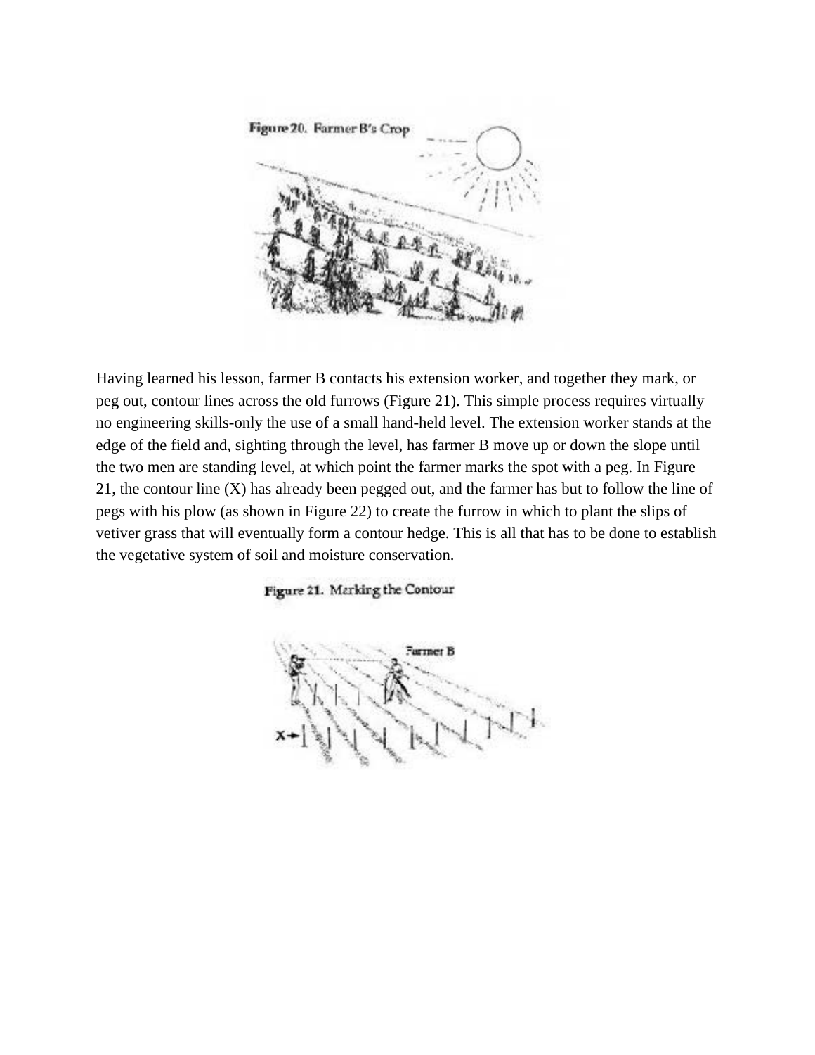Figure 20. Farmer B's Crop

Having learned his lesson, farmer B contacts his extension worker, and together they mark, or peg out, contour lines across the old furrows (Figure 21). This simple process requires virtually no engineering skills-only the use of a small hand-held level. The extension worker stands at the edge of the field and, sighting through the level, has farmer B move up or down the slope until the two men are standing level, at which point the farmer marks the spot with a peg. In Figure 21, the contour line (X) has already been pegged out, and the farmer has but to follow the line of pegs with his plow (as shown in Figure 22) to create the furrow in which to plant the slips of vetiver grass that will eventually form a contour hedge. This is all that has to be done to establish the vegetative system of soil and moisture conservation.

Figure 21. Marking the Contour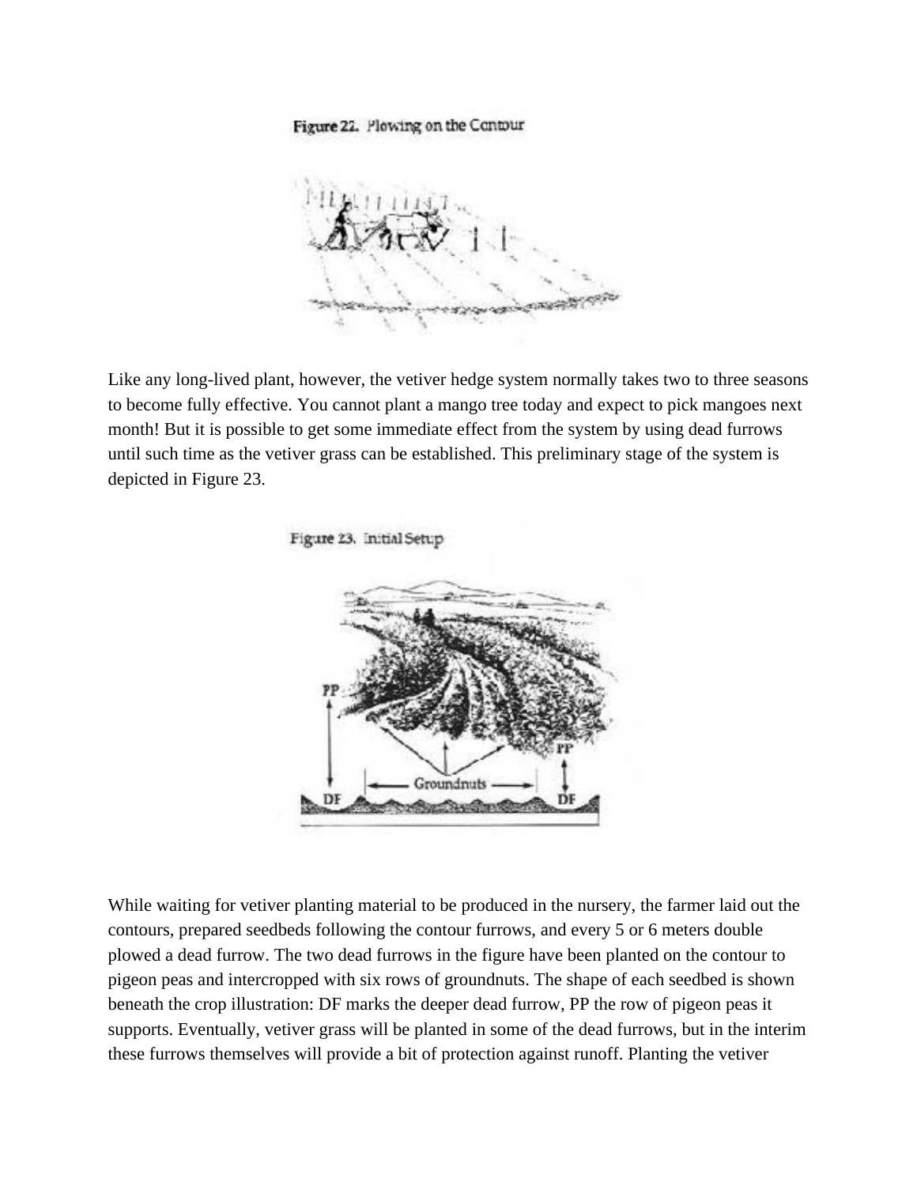Figure 22. Plowing on the Contour

Like any long-lived plant, however, the vetiver hedge system normally takes two to three seasons to become fully effective. You cannot plant a mango tree today and expect to pick mangoes next month! But it is possible to get some immediate effect from the system by using dead furrows until such time as the vetiver grass can be established. This preliminary stage of the system is depicted in Figure 23.

Figure 23. Initial Setup

While waiting for vetiver planting material to be produced in the nursery, the farmer laid out the contours, prepared seedbeds following the contour furrows, and every 5 or 6 meters double plowed a dead furrow. The two dead furrows in the figure have been planted on the contour to pigeon peas and intercropped with six rows of groundnuts. The shape of each seedbed is shown beneath the crop illustration: DF marks the deeper dead furrow, PP the row of pigeon peas it supports. Eventually, vetiver grass will be planted in some of the dead furrows, but in the interim these furrows themselves will provide a bit of protection against runoff. Planting the vetiver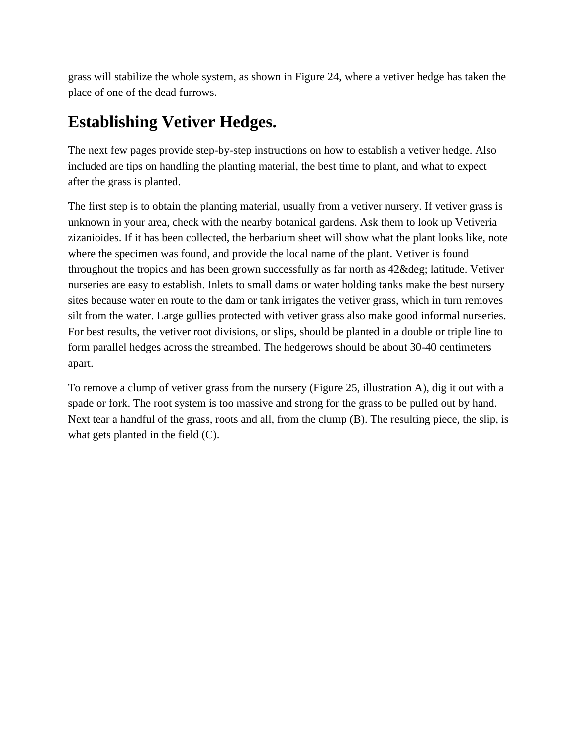grass will stabilize the whole system, as shown in Figure 24, where a vetiver hedge has taken the place of one of the dead furrows.

## Establishing Vetiver Hedges.

The next few pages provide step-by-step instructions on how to establish a vetiver hedge. Also included are tips on handling the planting material, the best time to plant, and what to expect after the grass is planted.

The first step is to obtain the planting material, usually from a vetiver nursery. If vetiver grass is unknown in your area, check with the nearby botanical gardens. Ask them to look up Vetiveria zizanioides. If it has been collected, the herbarium sheet will show what the plant looks like, note where the specimen was found, and provide the local name of the plant. Vetiver is found throughout the tropics and has been grown successfully as far north as 42&deg; latitude. Vetiver nurseries are easy to establish. Inlets to small dams or water holding tanks make the best nursery sites because water en route to the dam or tank irrigates the vetiver grass, which in turn removes silt from the water. Large gullies protected with vetiver grass also make good informal nurseries. For best results, the vetiver root divisions, or slips, should be planted in a double or triple line to form parallel hedges across the streambed. The hedgerows should be about 30-40 centimeters apart.

To remove a clump of vetiver grass from the nursery (Figure 25, illustration A), dig it out with a spade or fork. The root system is too massive and strong for the grass to be pulled out by hand. Next tear a handful of the grass, roots and all, from the clump (B). The resulting piece, the slip, is what gets planted in the field (C).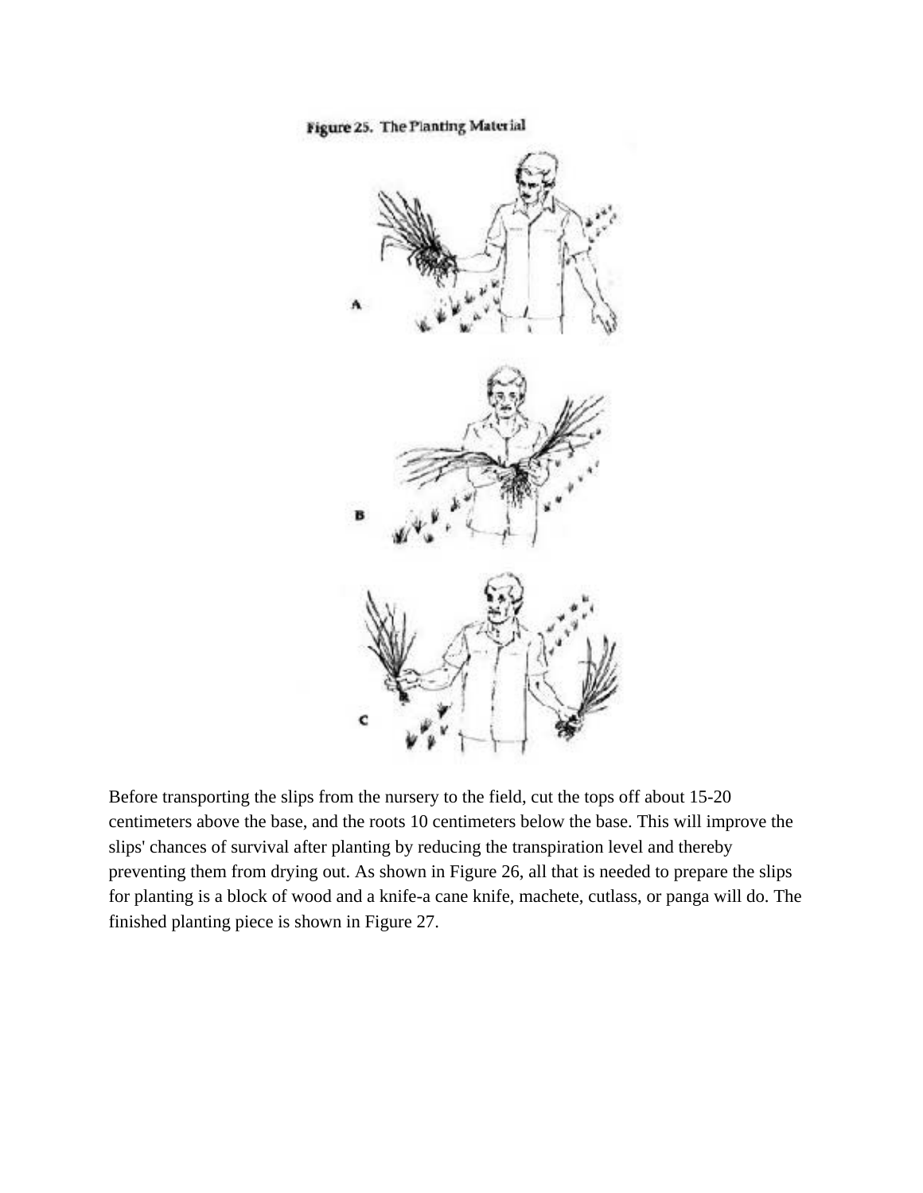Figure 25. The Planting Material

Before transporting the slips from the nursery to the field, cut the tops off about 15-20 centimeters above the base, and the roots 10 centimeters below the base. This will improve the slips' chances of survival after planting by reducing the transpiration level and thereby preventing them from drying out. As shown in Figure 26, all that is needed to prepare the slips for planting is a block of wood and a knife-a cane knife, machete, cutlass, or panga will do. The finished planting piece is shown in Figure 27.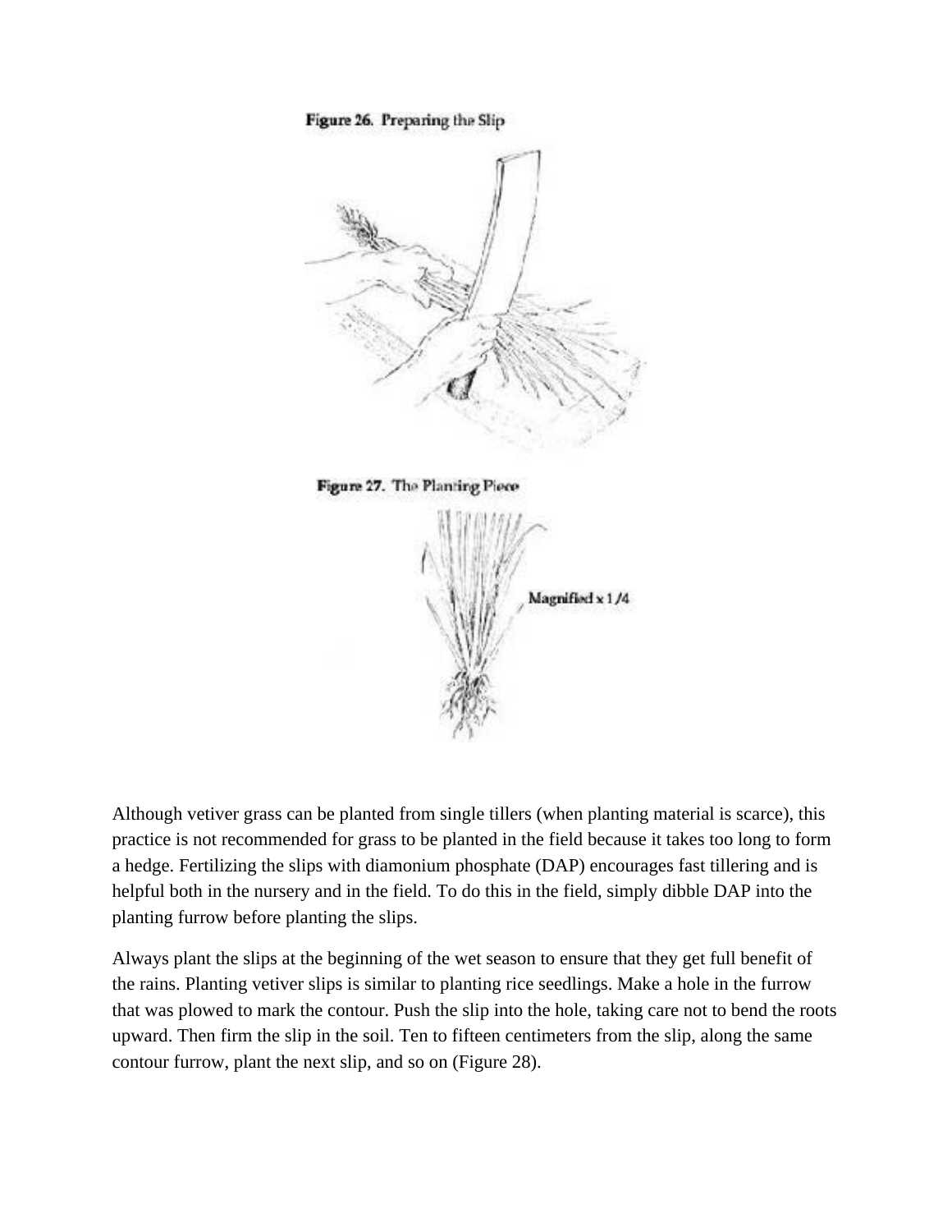Figure 26. Preparing the Slip

Figure 27. The Planting Piece

Magnified x 1/4

Although vetiver grass can be planted from single tillers (when planting material is scarce), this practice is not recommended for grass to be planted in the field because it takes too long to form a hedge. Fertilizing the slips with diamonium phosphate (DAP) encourages fast tillering and is helpful both in the nursery and in the field. To do this in the field, simply dibble DAP into the planting furrow before planting the slips.

Always plant the slips at the beginning of the wet season to ensure that they get full benefit of the rains. Planting vetiver slips is similar to planting rice seedlings. Make a hole in the furrow that was plowed to mark the contour. Push the slip into the hole, taking care not to bend the roots upward. Then firm the slip in the soil. Ten to fifteen centimeters from the slip, along the same contour furrow, plant the next slip, and so on (Figure 28).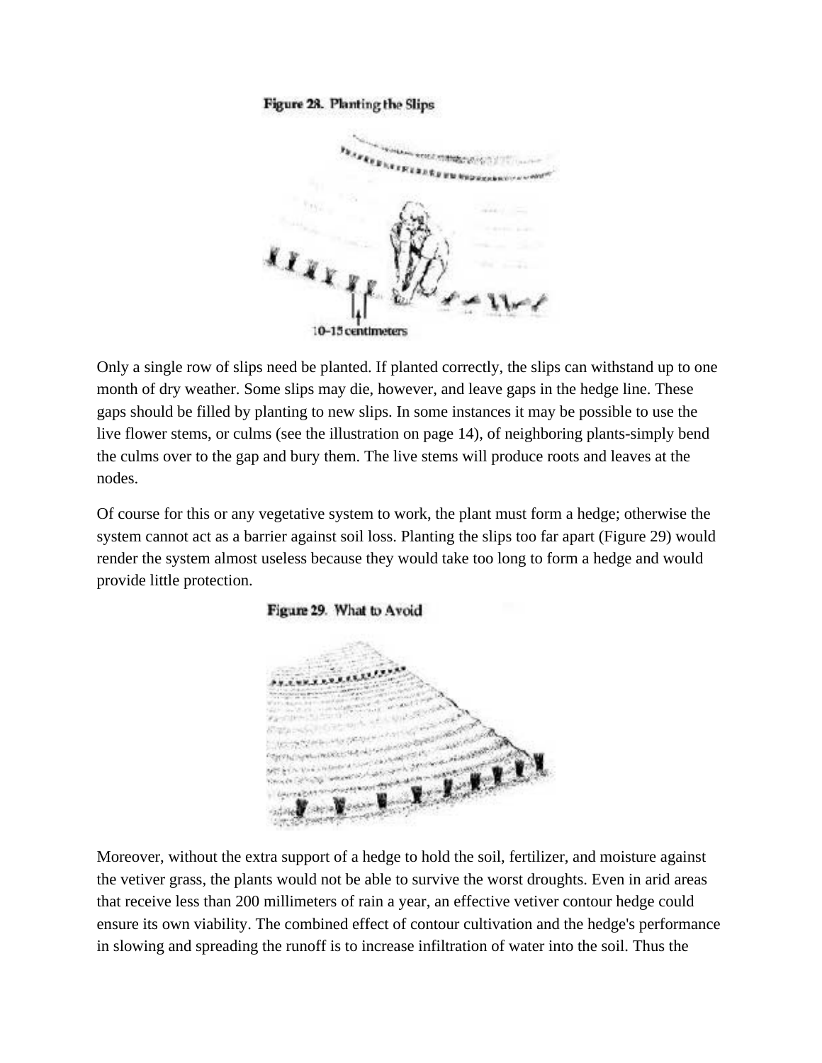Figure 28. Planting the Slips

10–15 centimeters

Only a single row of slips need be planted. If planted correctly, the slips can withstand up to one month of dry weather. Some slips may die, however, and leave gaps in the hedge line. These gaps should be filled by planting to new slips. In some instances it may be possible to use the live flower stems, or culms (see the illustration on page 14), of neighboring plants-simply bend the culms over to the gap and bury them. The live stems will produce roots and leaves at the nodes.

Of course for this or any vegetative system to work, the plant must form a hedge; otherwise the system cannot act as a barrier against soil loss. Planting the slips too far apart (Figure 29) would render the system almost useless because they would take too long to form a hedge and would provide little protection.

Figure 29. What to Avoid

Moreover, without the extra support of a hedge to hold the soil, fertilizer, and moisture against the vetiver grass, the plants would not be able to survive the worst droughts. Even in arid areas that receive less than 200 millimeters of rain a year, an effective vetiver contour hedge could ensure its own viability. The combined effect of contour cultivation and the hedge's performance in slowing and spreading the runoff is to increase infiltration of water into the soil. Thus the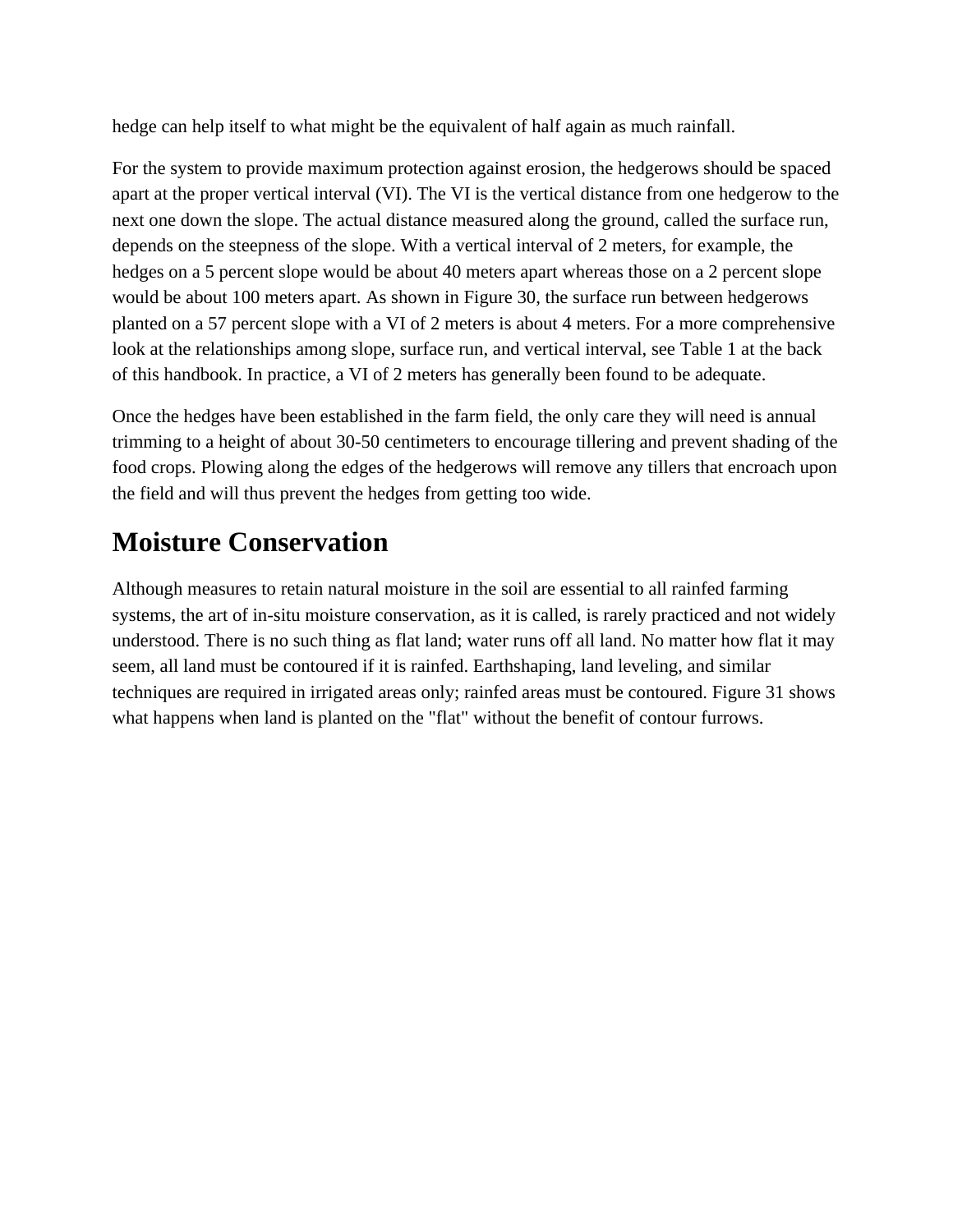hedge can help itself to what might be the equivalent of half again as much rainfall.

For the system to provide maximum protection against erosion, the hedgerows should be spaced apart at the proper vertical interval (VI). The VI is the vertical distance from one hedgerow to the next one down the slope. The actual distance measured along the ground, called the surface run, depends on the steepness of the slope. With a vertical interval of 2 meters, for example, the hedges on a 5 percent slope would be about 40 meters apart whereas those on a 2 percent slope would be about 100 meters apart. As shown in Figure 30, the surface run between hedgerows planted on a 57 percent slope with a VI of 2 meters is about 4 meters. For a more comprehensive look at the relationships among slope, surface run, and vertical interval, see Table 1 at the back of this handbook. In practice, a VI of 2 meters has generally been found to be adequate.

Once the hedges have been established in the farm field, the only care they will need is annual trimming to a height of about 30-50 centimeters to encourage tillering and prevent shading of the food crops. Plowing along the edges of the hedgerows will remove any tillers that encroach upon the field and will thus prevent the hedges from getting too wide.

## Moisture Conservation

Although measures to retain natural moisture in the soil are essential to all rainfed farming systems, the art of in-situ moisture conservation, as it is called, is rarely practiced and not widely understood. There is no such thing as flat land; water runs off all land. No matter how flat it may seem, all land must be contoured if it is rainfed. Earthshaping, land leveling, and similar techniques are required in irrigated areas only; rainfed areas must be contoured. Figure 31 shows what happens when land is planted on the "flat" without the benefit of contour furrows.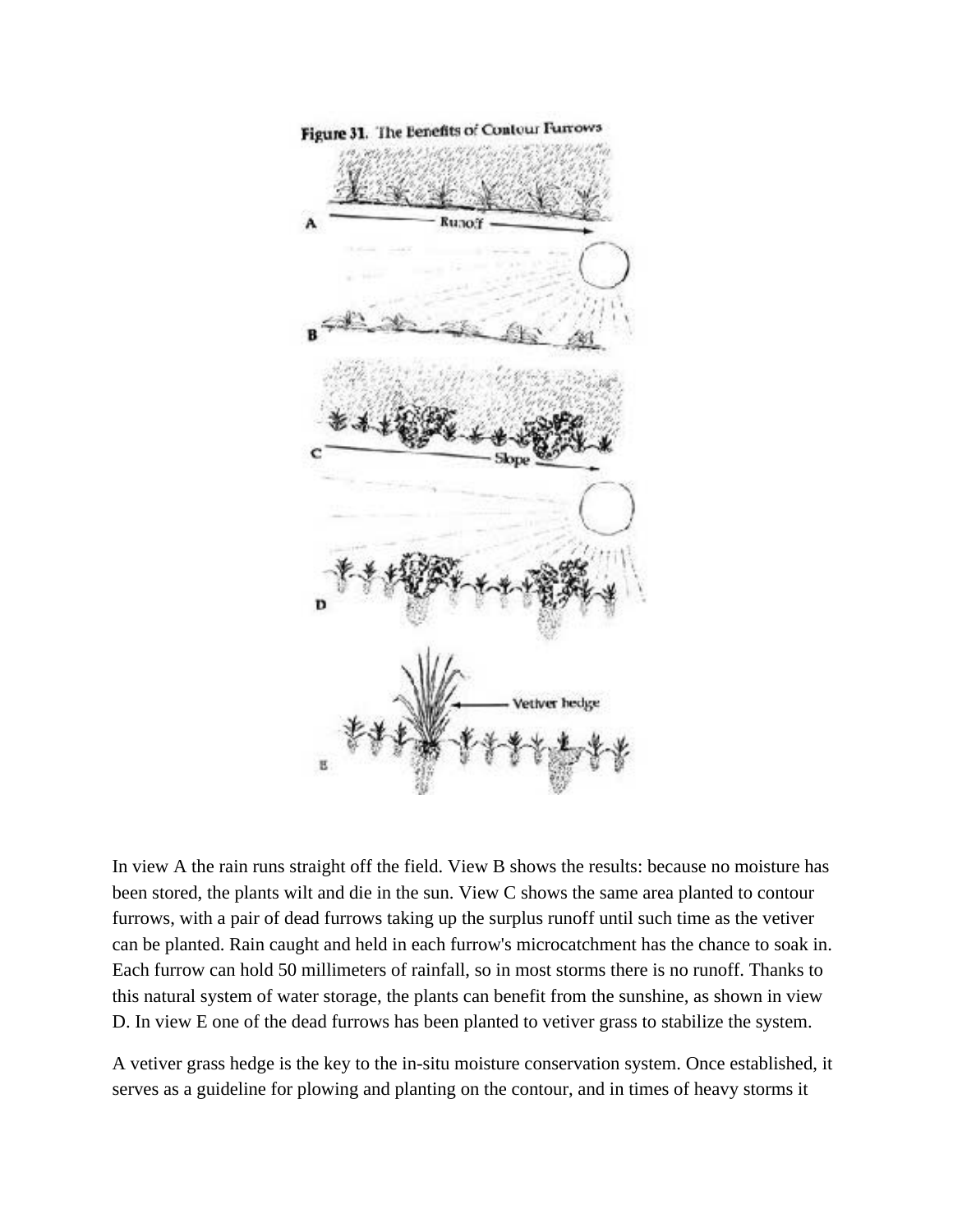Figure 31. The Benefits of Contour Furrows

In view A the rain runs straight off the field. View B shows the results: because no moisture has been stored, the plants wilt and die in the sun. View C shows the same area planted to contour furrows, with a pair of dead furrows taking up the surplus runoff until such time as the vetiver can be planted. Rain caught and held in each furrow's microcatchment has the chance to soak in. Each furrow can hold 50 millimeters of rainfall, so in most storms there is no runoff. Thanks to this natural system of water storage, the plants can benefit from the sunshine, as shown in view D. In view E one of the dead furrows has been planted to vetiver grass to stabilize the system.

A vetiver grass hedge is the key to the in-situ moisture conservation system. Once established, it serves as a guideline for plowing and planting on the contour, and in times of heavy storms it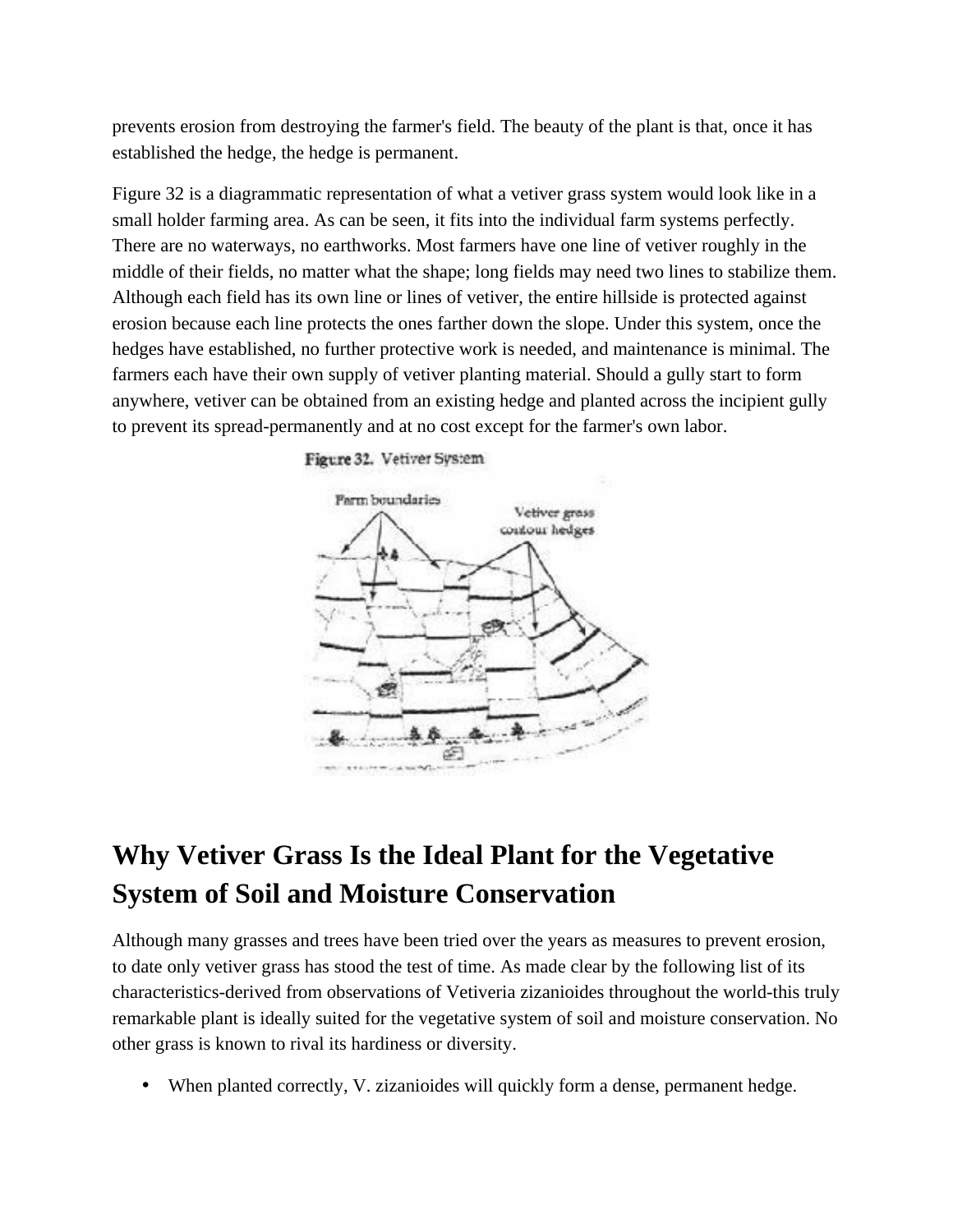prevents erosion from destroying the farmer's field. The beauty of the plant is that, once it has established the hedge, the hedge is permanent.

Figure 32 is a diagrammatic representation of what a vetiver grass system would look like in a small holder farming area. As can be seen, it fits into the individual farm systems perfectly. There are no waterways, no earthworks. Most farmers have one line of vetiver roughly in the middle of their fields, no matter what the shape; long fields may need two lines to stabilize them. Although each field has its own line or lines of vetiver, the entire hillside is protected against erosion because each line protects the ones farther down the slope. Under this system, once the hedges have established, no further protective work is needed, and maintenance is minimal. The farmers each have their own supply of vetiver planting material. Should a gully start to form anywhere, vetiver can be obtained from an existing hedge and planted across the incipient gully to prevent its spread-permanently and at no cost except for the farmer's own labor.

Figure 32. Vetiver System

## Why Vetiver Grass Is the Ideal Plant for the Vegetative System of Soil and Moisture Conservation

Although many grasses and trees have been tried over the years as measures to prevent erosion, to date only vetiver grass has stood the test of time. As made clear by the following list of its characteristics-derived from observations of Vetiveria zizanioides throughout the world-this truly remarkable plant is ideally suited for the vegetative system of soil and moisture conservation. No other grass is known to rival its hardiness or diversity.

- When planted correctly, V. zizanioides will quickly form a dense, permanent hedge.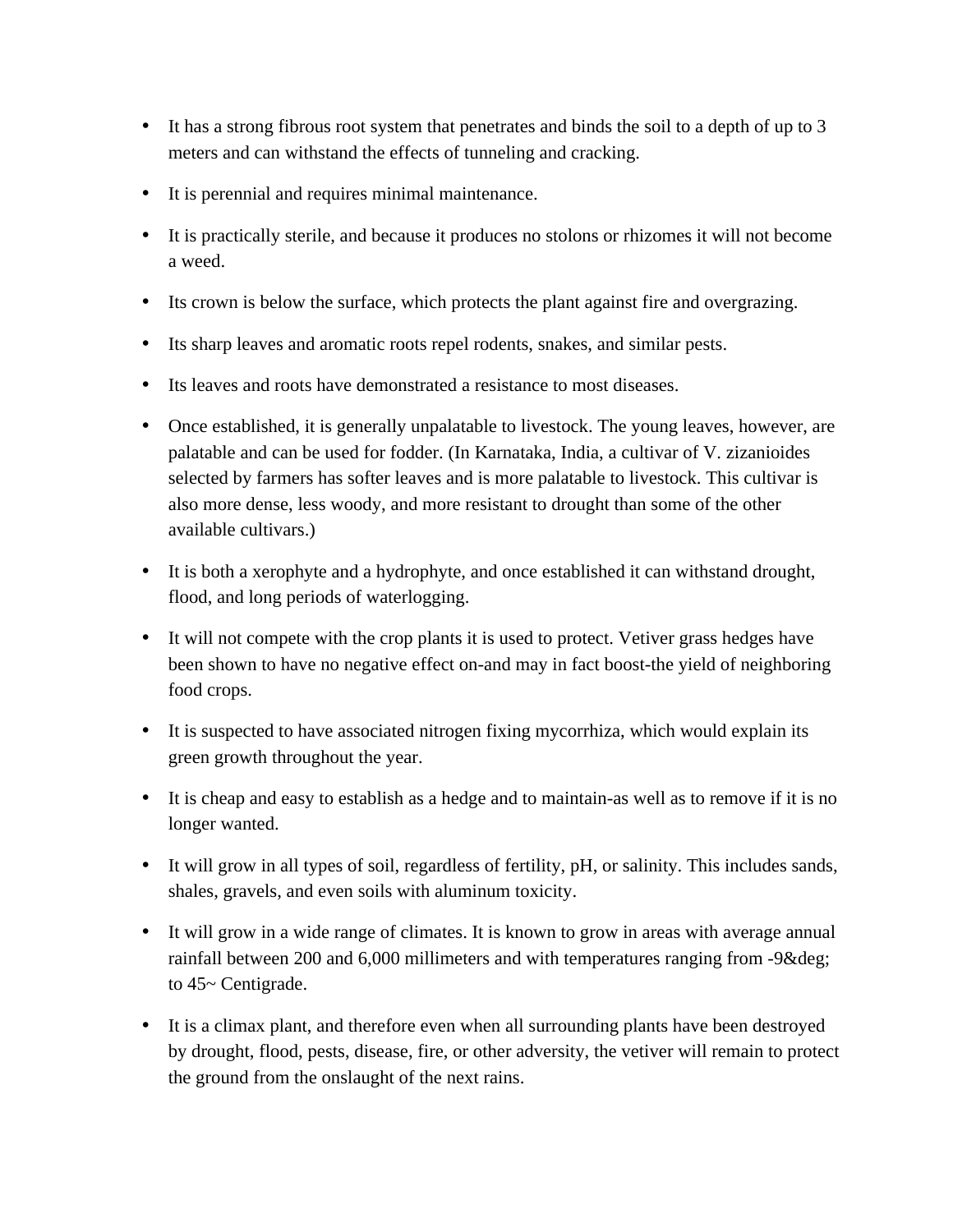- It has a strong fibrous root system that penetrates and binds the soil to a depth of up to 3 meters and can withstand the effects of tunneling and cracking.
- It is perennial and requires minimal maintenance.
- It is practically sterile, and because it produces no stolons or rhizomes it will not become a weed.
- Its crown is below the surface, which protects the plant against fire and overgrazing.
- Its sharp leaves and aromatic roots repel rodents, snakes, and similar pests.
- Its leaves and roots have demonstrated a resistance to most diseases.
- Once established, it is generally unpalatable to livestock. The young leaves, however, are palatable and can be used for fodder. (In Karnataka, India, a cultivar of V. zizanioides selected by farmers has softer leaves and is more palatable to livestock. This cultivar is also more dense, less woody, and more resistant to drought than some of the other available cultivars.)
- It is both a xerophyte and a hydrophyte, and once established it can withstand drought, flood, and long periods of waterlogging.
- It will not compete with the crop plants it is used to protect. Vetiver grass hedges have been shown to have no negative effect on-and may in fact boost-the yield of neighboring food crops.
- It is suspected to have associated nitrogen fixing mycorrhiza, which would explain its green growth throughout the year.
- It is cheap and easy to establish as a hedge and to maintain-as well as to remove if it is no longer wanted.
- It will grow in all types of soil, regardless of fertility, pH, or salinity. This includes sands, shales, gravels, and even soils with aluminum toxicity.
- It will grow in a wide range of climates. It is known to grow in areas with average annual rainfall between 200 and 6,000 millimeters and with temperatures ranging from -9&deg; to 45~ Centigrade.
- It is a climax plant, and therefore even when all surrounding plants have been destroyed by drought, flood, pests, disease, fire, or other adversity, the vetiver will remain to protect the ground from the onslaught of the next rains.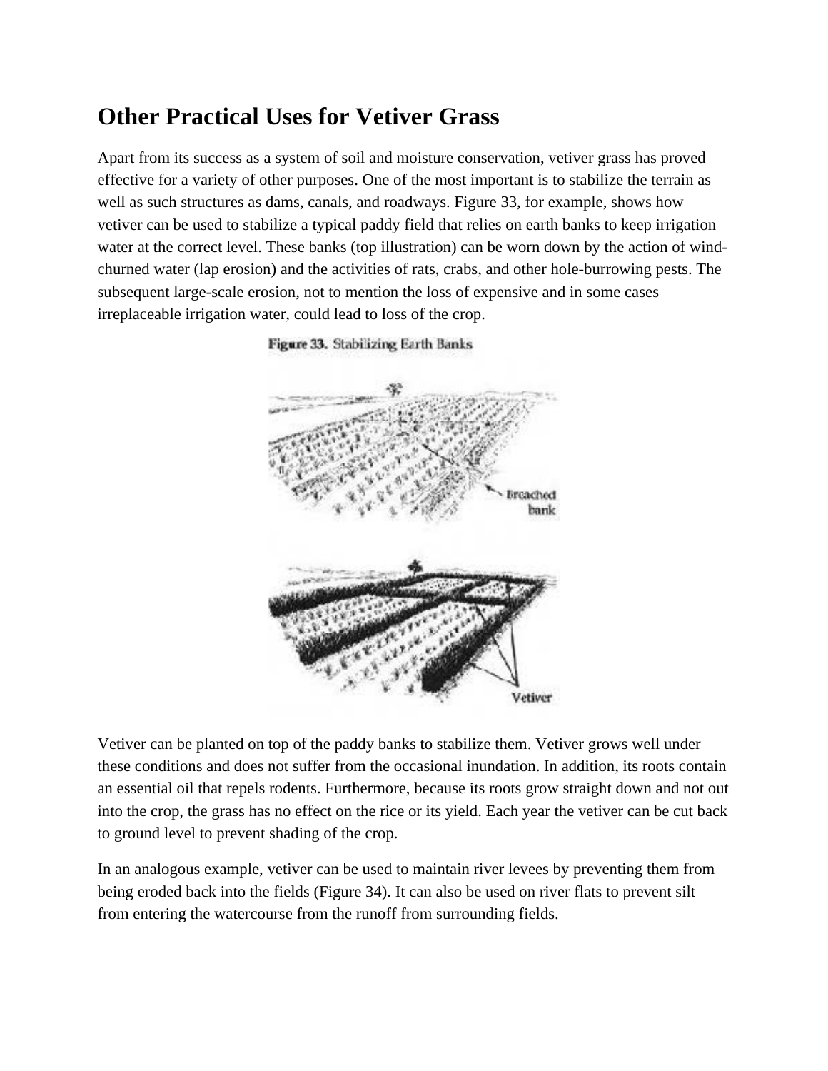# Other Practical Uses for Vetiver Grass

Apart from its success as a system of soil and moisture conservation, vetiver grass has proved effective for a variety of other purposes. One of the most important is to stabilize the terrain as well as such structures as dams, canals, and roadways. Figure 33, for example, shows how vetiver can be used to stabilize a typical paddy field that relies on earth banks to keep irrigation water at the correct level. These banks (top illustration) can be worn down by the action of wind-churned water (lap erosion) and the activities of rats, crabs, and other hole-burrowing pests. The subsequent large-scale erosion, not to mention the loss of expensive and in some cases irreplaceable irrigation water, could lead to loss of the crop.

Figure 33. Stabilizing Earth Banks

Vetiver can be planted on top of the paddy banks to stabilize them. Vetiver grows well under these conditions and does not suffer from the occasional inundation. In addition, its roots contain an essential oil that repels rodents. Furthermore, because its roots grow straight down and not out into the crop, the grass has no effect on the rice or its yield. Each year the vetiver can be cut back to ground level to prevent shading of the crop.

In an analogous example, vetiver can be used to maintain river levees by preventing them from being eroded back into the fields (Figure 34). It can also be used on river flats to prevent silt from entering the watercourse from the runoff from surrounding fields.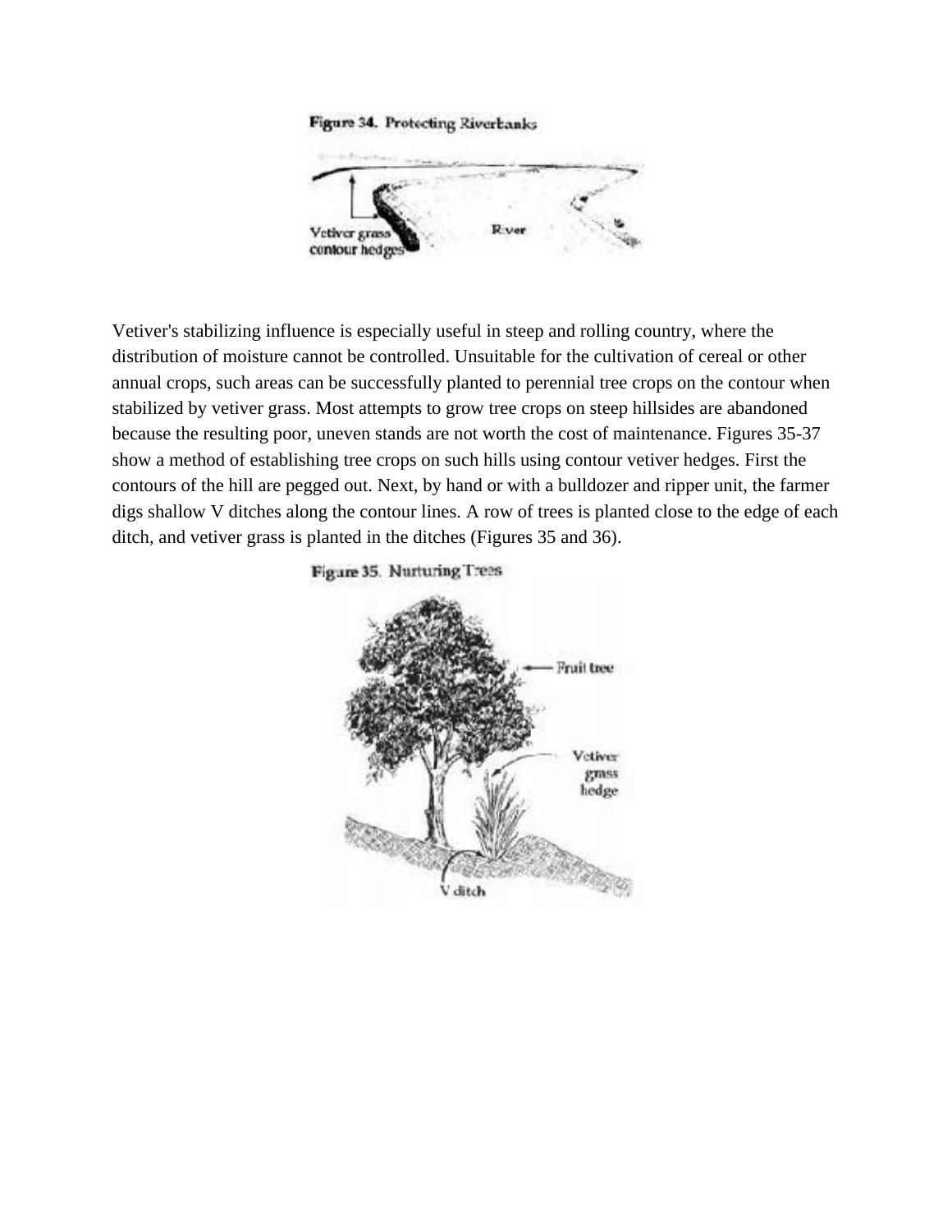Figure 34. Protecting Riverbanks

Vetiver's stabilizing influence is especially useful in steep and rolling country, where the distribution of moisture cannot be controlled. Unsuitable for the cultivation of cereal or other annual crops, such areas can be successfully planted to perennial tree crops on the contour when stabilized by vetiver grass. Most attempts to grow tree crops on steep hillsides are abandoned because the resulting poor, uneven stands are not worth the cost of maintenance. Figures 35-37 show a method of establishing tree crops on such hills using contour vetiver hedges. First the contours of the hill are pegged out. Next, by hand or with a bulldozer and ripper unit, the farmer digs shallow V ditches along the contour lines. A row of trees is planted close to the edge of each ditch, and vetiver grass is planted in the ditches (Figures 35 and 36).

Figure 35. Nurturing Trees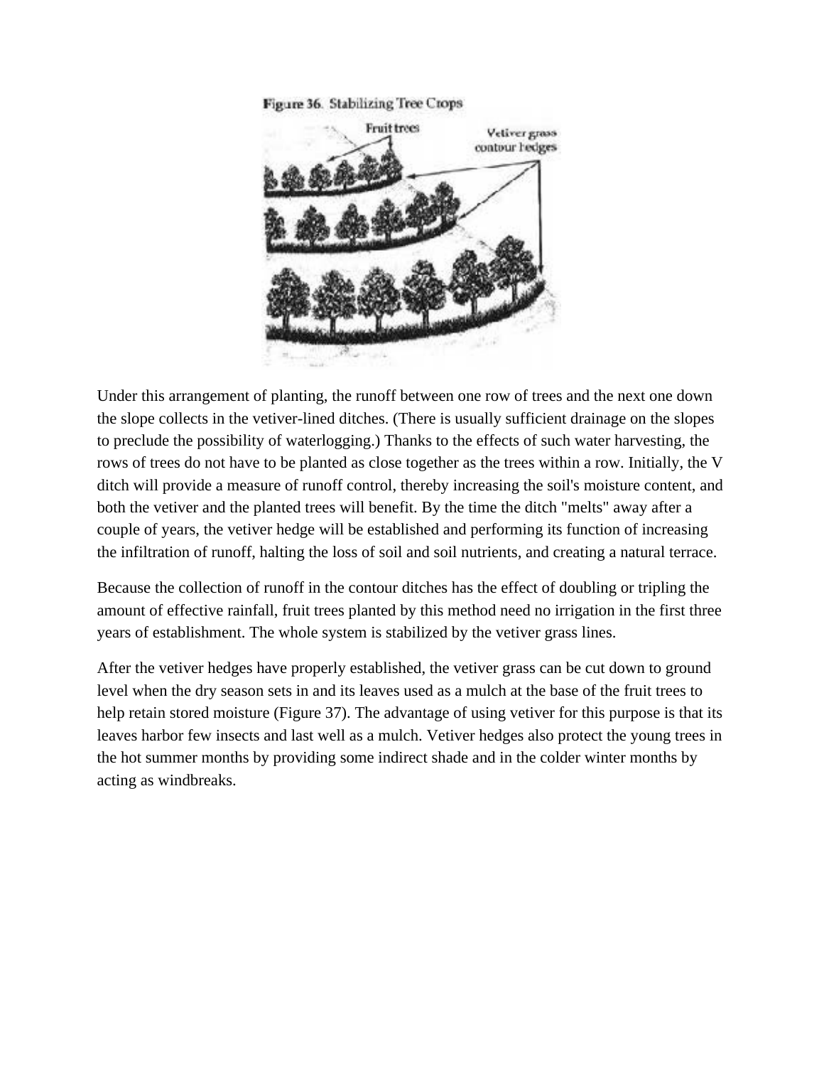Figure 36. Stabilizing Tree Crops

Under this arrangement of planting, the runoff between one row of trees and the next one down the slope collects in the vetiver-lined ditches. (There is usually sufficient drainage on the slopes to preclude the possibility of waterlogging.) Thanks to the effects of such water harvesting, the rows of trees do not have to be planted as close together as the trees within a row. Initially, the V ditch will provide a measure of runoff control, thereby increasing the soil's moisture content, and both the vetiver and the planted trees will benefit. By the time the ditch "melts" away after a couple of years, the vetiver hedge will be established and performing its function of increasing the infiltration of runoff, halting the loss of soil and soil nutrients, and creating a natural terrace.

Because the collection of runoff in the contour ditches has the effect of doubling or tripling the amount of effective rainfall, fruit trees planted by this method need no irrigation in the first three years of establishment. The whole system is stabilized by the vetiver grass lines.

After the vetiver hedges have properly established, the vetiver grass can be cut down to ground level when the dry season sets in and its leaves used as a mulch at the base of the fruit trees to help retain stored moisture (Figure 37). The advantage of using vetiver for this purpose is that its leaves harbor few insects and last well as a mulch. Vetiver hedges also protect the young trees in the hot summer months by providing some indirect shade and in the colder winter months by acting as windbreaks.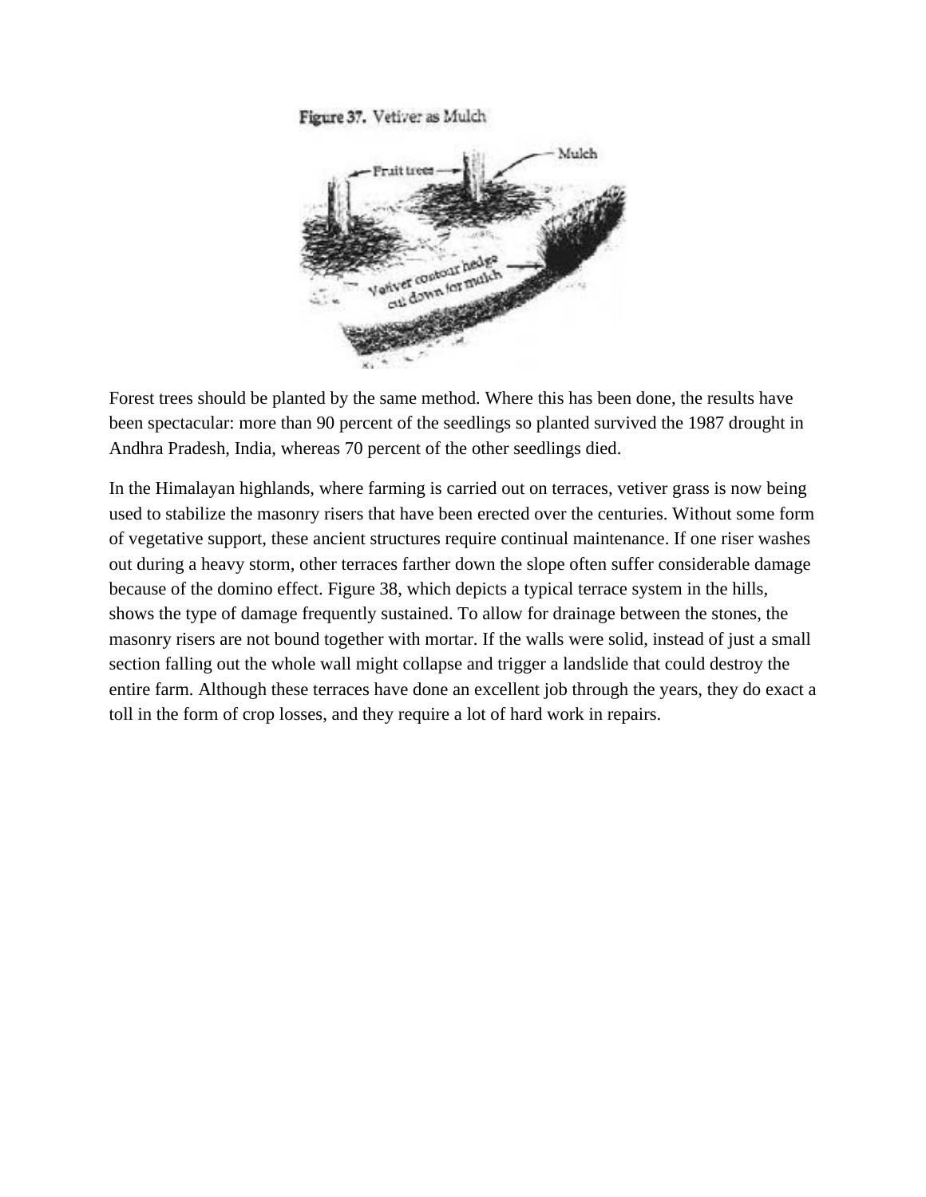Figure 37. Vetiver as Mulch

Forest trees should be planted by the same method. Where this has been done, the results have been spectacular: more than 90 percent of the seedlings so planted survived the 1987 drought in Andhra Pradesh, India, whereas 70 percent of the other seedlings died.

In the Himalayan highlands, where farming is carried out on terraces, vetiver grass is now being used to stabilize the masonry risers that have been erected over the centuries. Without some form of vegetative support, these ancient structures require continual maintenance. If one riser washes out during a heavy storm, other terraces farther down the slope often suffer considerable damage because of the domino effect. Figure 38, which depicts a typical terrace system in the hills, shows the type of damage frequently sustained. To allow for drainage between the stones, the masonry risers are not bound together with mortar. If the walls were solid, instead of just a small section falling out the whole wall might collapse and trigger a landslide that could destroy the entire farm. Although these terraces have done an excellent job through the years, they do exact a toll in the form of crop losses, and they require a lot of hard work in repairs.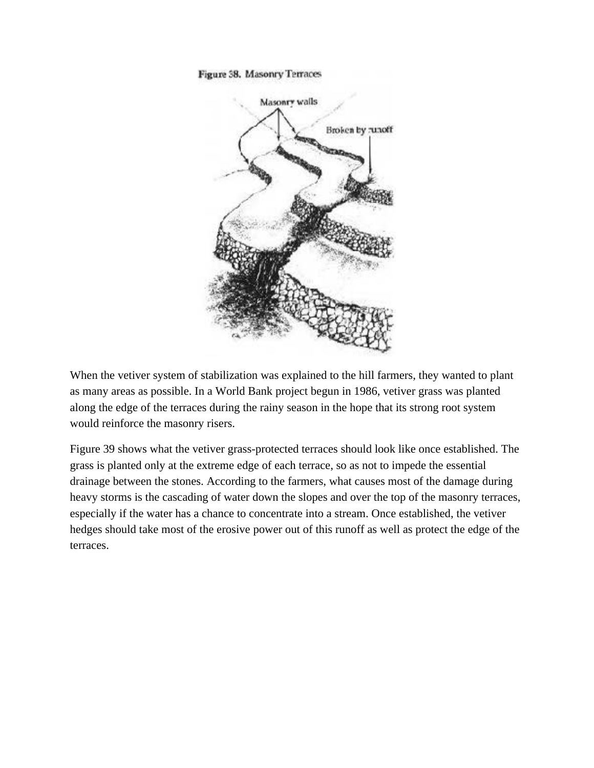Figure 38. Masonry Terraces

When the vetiver system of stabilization was explained to the hill farmers, they wanted to plant as many areas as possible. In a World Bank project begun in 1986, vetiver grass was planted along the edge of the terraces during the rainy season in the hope that its strong root system would reinforce the masonry risers.

Figure 39 shows what the vetiver grass-protected terraces should look like once established. The grass is planted only at the extreme edge of each terrace, so as not to impede the essential drainage between the stones. According to the farmers, what causes most of the damage during heavy storms is the cascading of water down the slopes and over the top of the masonry terraces, especially if the water has a chance to concentrate into a stream. Once established, the vetiver hedges should take most of the erosive power out of this runoff as well as protect the edge of the terraces.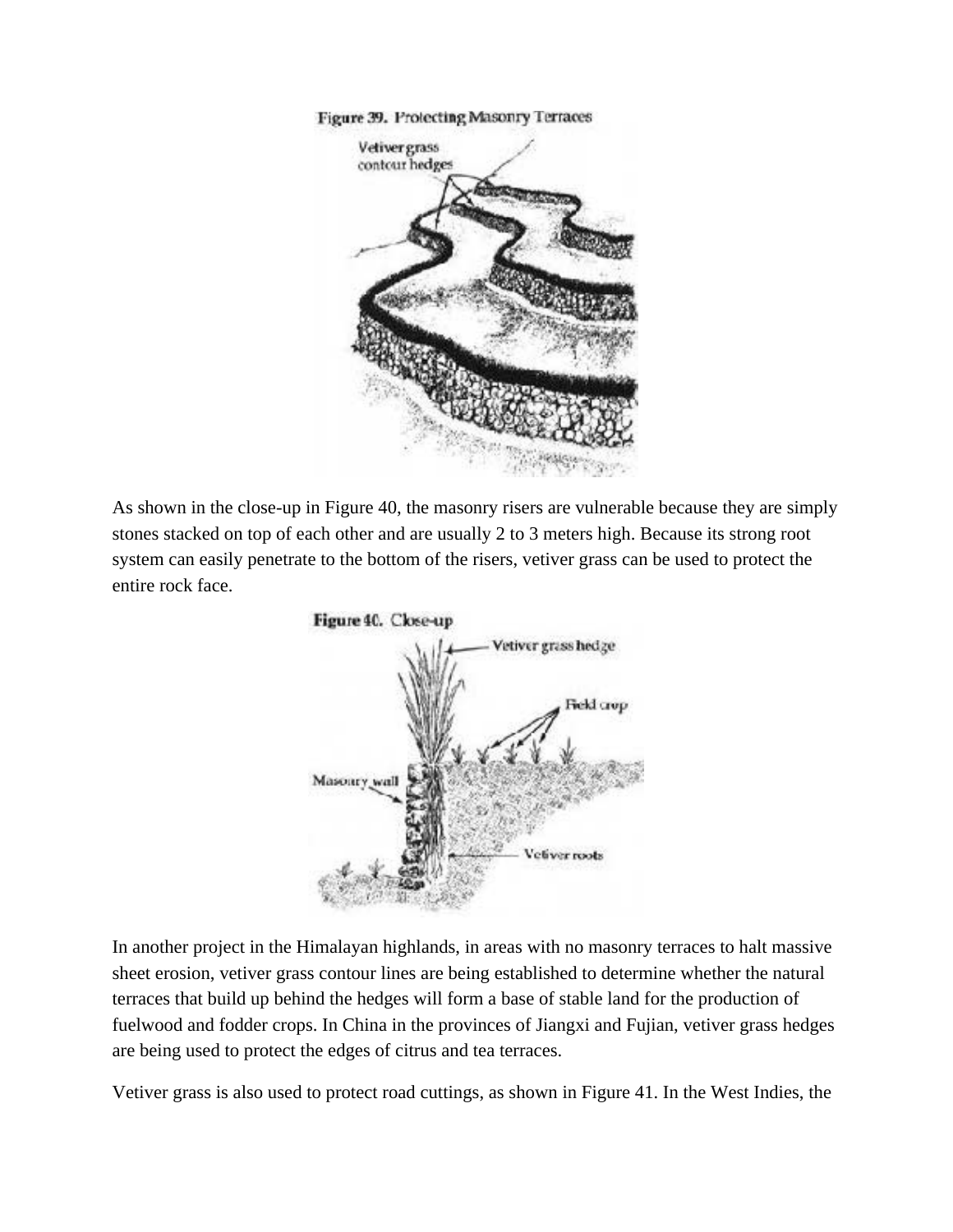Figure 39. Protecting Masonry Terraces

As shown in the close-up in Figure 40, the masonry risers are vulnerable because they are simply stones stacked on top of each other and are usually 2 to 3 meters high. Because its strong root system can easily penetrate to the bottom of the risers, vetiver grass can be used to protect the entire rock face.

Figure 40. Close-up

In another project in the Himalayan highlands, in areas with no masonry terraces to halt massive sheet erosion, vetiver grass contour lines are being established to determine whether the natural terraces that build up behind the hedges will form a base of stable land for the production of fuelwood and fodder crops. In China in the provinces of Jiangxi and Fujian, vetiver grass hedges are being used to protect the edges of citrus and tea terraces.

Vetiver grass is also used to protect road cuttings, as shown in Figure 41. In the West Indies, the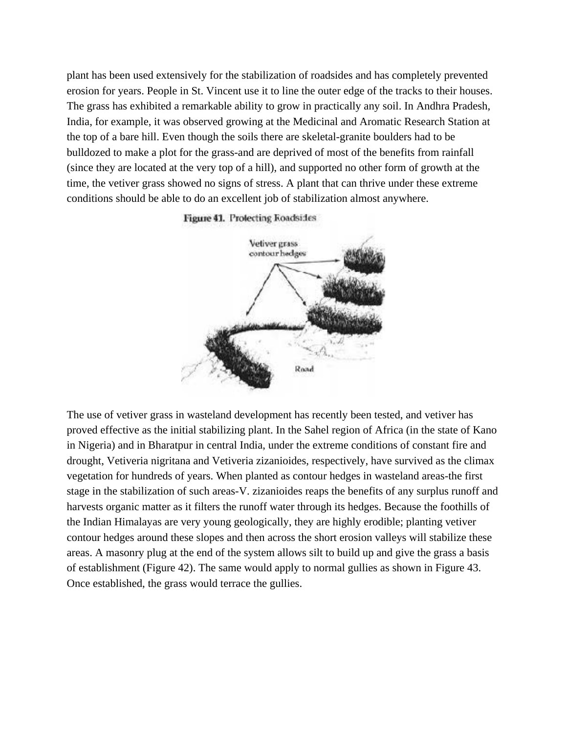plant has been used extensively for the stabilization of roadsides and has completely prevented erosion for years. People in St. Vincent use it to line the outer edge of the tracks to their houses. The grass has exhibited a remarkable ability to grow in practically any soil. In Andhra Pradesh, India, for example, it was observed growing at the Medicinal and Aromatic Research Station at the top of a bare hill. Even though the soils there are skeletal-granite boulders had to be bulldozed to make a plot for the grass-and are deprived of most of the benefits from rainfall (since they are located at the very top of a hill), and supported no other form of growth at the time, the vetiver grass showed no signs of stress. A plant that can thrive under these extreme conditions should be able to do an excellent job of stabilization almost anywhere.

Figure 41. Protecting Roadsides

The use of vetiver grass in wasteland development has recently been tested, and vetiver has proved effective as the initial stabilizing plant. In the Sahel region of Africa (in the state of Kano in Nigeria) and in Bharatpur in central India, under the extreme conditions of constant fire and drought, Vetiveria nigritana and Vetiveria zizanioides, respectively, have survived as the climax vegetation for hundreds of years. When planted as contour hedges in wasteland areas-the first stage in the stabilization of such areas-V. zizanioides reaps the benefits of any surplus runoff and harvests organic matter as it filters the runoff water through its hedges. Because the foothills of the Indian Himalayas are very young geologically, they are highly erodible; planting vetiver contour hedges around these slopes and then across the short erosion valleys will stabilize these areas. A masonry plug at the end of the system allows silt to build up and give the grass a basis of establishment (Figure 42). The same would apply to normal gullies as shown in Figure 43. Once established, the grass would terrace the gullies.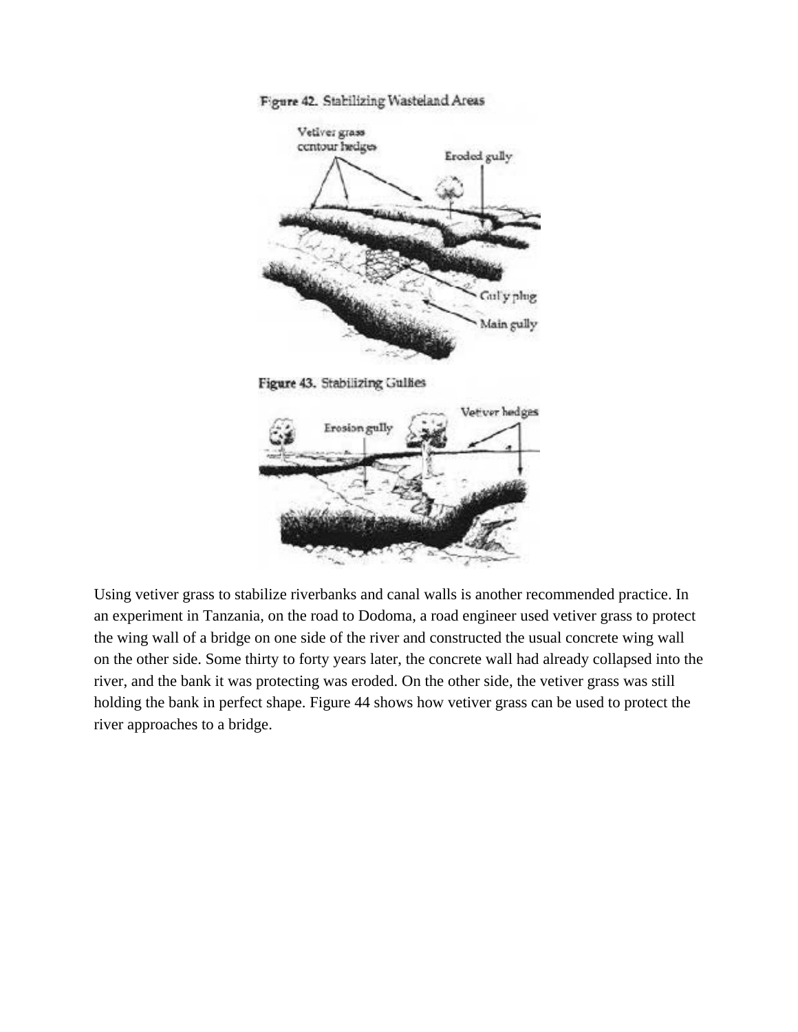Figure 42. Stabilizing Wasteland Areas

Figure 43. Stabilizing Gullies

Using vetiver grass to stabilize riverbanks and canal walls is another recommended practice. In an experiment in Tanzania, on the road to Dodoma, a road engineer used vetiver grass to protect the wing wall of a bridge on one side of the river and constructed the usual concrete wing wall on the other side. Some thirty to forty years later, the concrete wall had already collapsed into the river, and the bank it was protecting was eroded. On the other side, the vetiver grass was still holding the bank in perfect shape. Figure 44 shows how vetiver grass can be used to protect the river approaches to a bridge.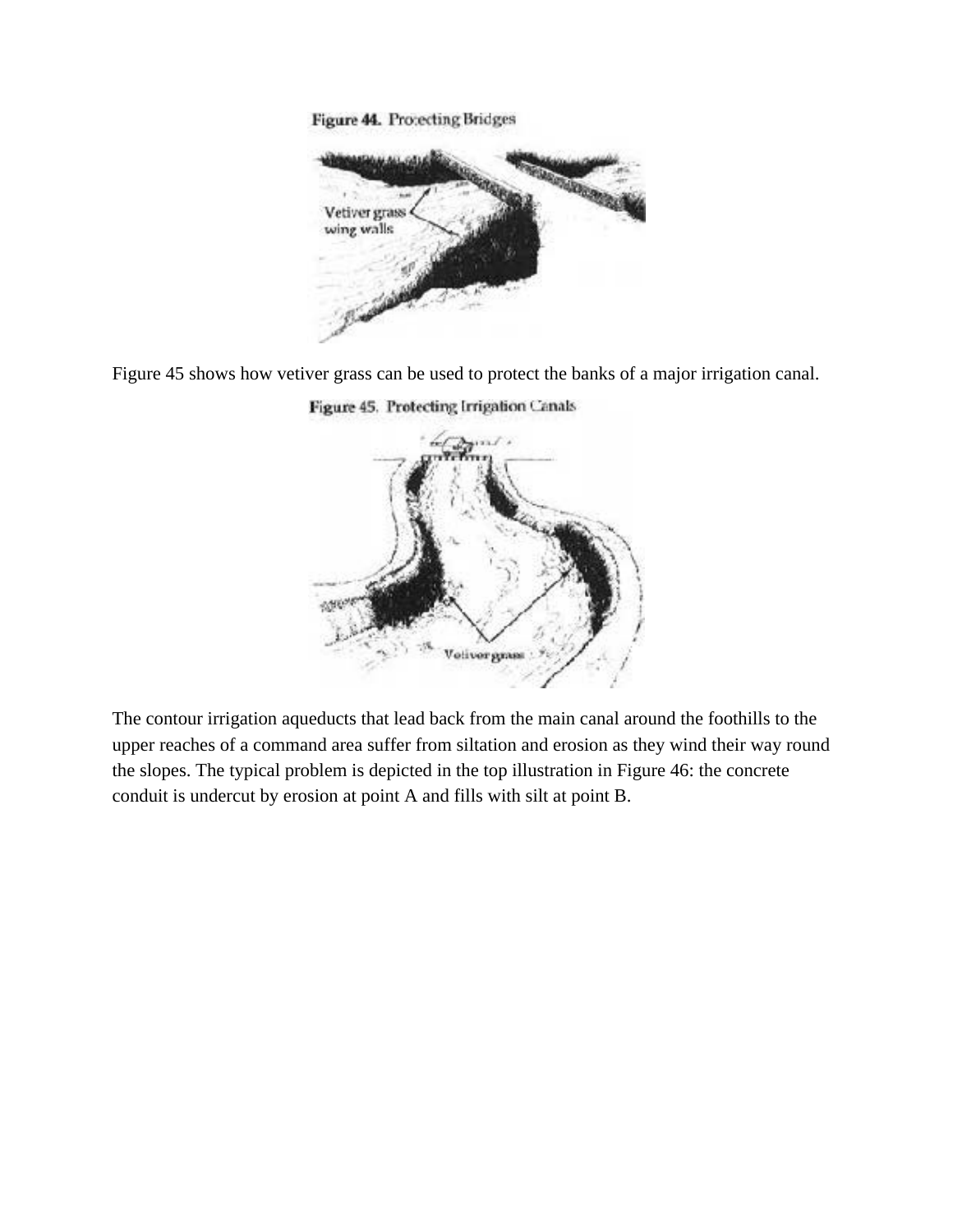Figure 44. Protecting Bridges

Figure 45 shows how vetiver grass can be used to protect the banks of a major irrigation canal.

Figure 45. Protecting Irrigation Canals

The contour irrigation aqueducts that lead back from the main canal around the foothills to the upper reaches of a command area suffer from siltation and erosion as they wind their way round the slopes. The typical problem is depicted in the top illustration in Figure 46: the concrete conduit is undercut by erosion at point A and fills with silt at point B.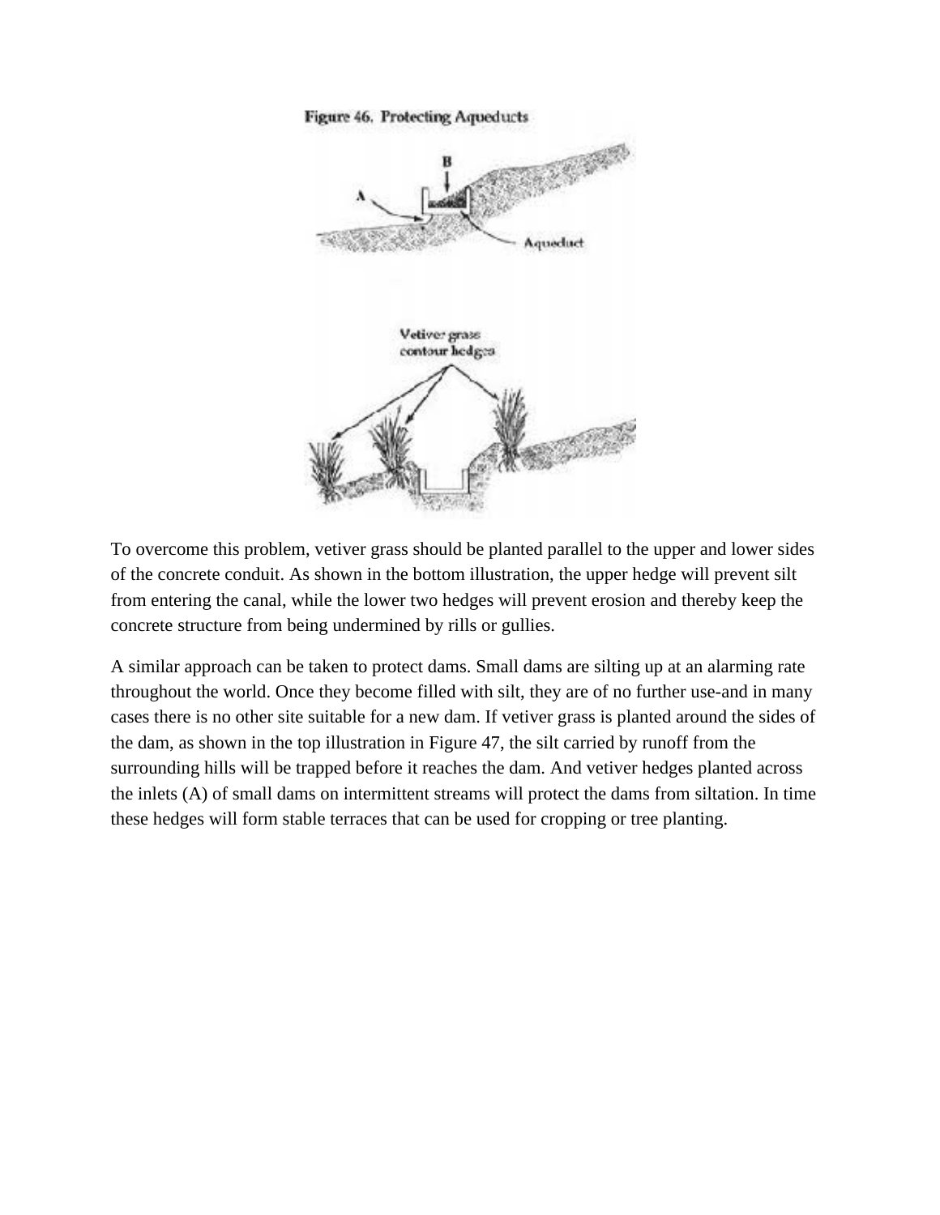Figure 46. Protecting Aqueducts

To overcome this problem, vetiver grass should be planted parallel to the upper and lower sides of the concrete conduit. As shown in the bottom illustration, the upper hedge will prevent silt from entering the canal, while the lower two hedges will prevent erosion and thereby keep the concrete structure from being undermined by rills or gullies.

A similar approach can be taken to protect dams. Small dams are silting up at an alarming rate throughout the world. Once they become filled with silt, they are of no further use-and in many cases there is no other site suitable for a new dam. If vetiver grass is planted around the sides of the dam, as shown in the top illustration in Figure 47, the silt carried by runoff from the surrounding hills will be trapped before it reaches the dam. And vetiver hedges planted across the inlets (A) of small dams on intermittent streams will protect the dams from siltation. In time these hedges will form stable terraces that can be used for cropping or tree planting.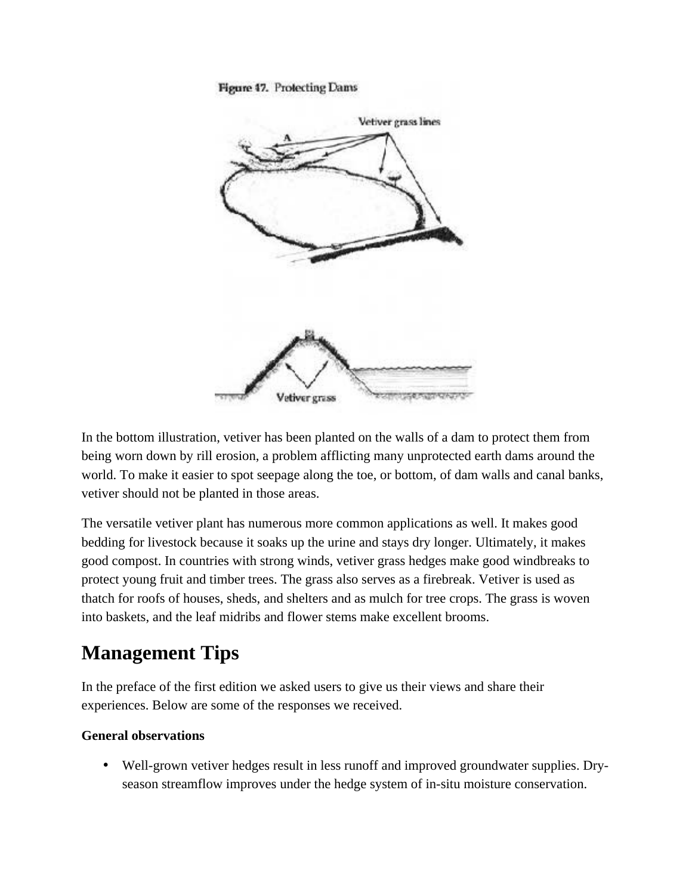Figure 17. Protecting Dams

In the bottom illustration, vetiver has been planted on the walls of a dam to protect them from being worn down by rill erosion, a problem afflicting many unprotected earth dams around the world. To make it easier to spot seepage along the toe, or bottom, of dam walls and canal banks, vetiver should not be planted in those areas.

The versatile vetiver plant has numerous more common applications as well. It makes good bedding for livestock because it soaks up the urine and stays dry longer. Ultimately, it makes good compost. In countries with strong winds, vetiver grass hedges make good windbreaks to protect young fruit and timber trees. The grass also serves as a firebreak. Vetiver is used as thatch for roofs of houses, sheds, and shelters and as mulch for tree crops. The grass is woven into baskets, and the leaf midribs and flower stems make excellent brooms.

# Management Tips

In the preface of the first edition we asked users to give us their views and share their experiences. Below are some of the responses we received.

**General observations**

- Well-grown vetiver hedges result in less runoff and improved groundwater supplies. Dry-season streamflow improves under the hedge system of in-situ moisture conservation.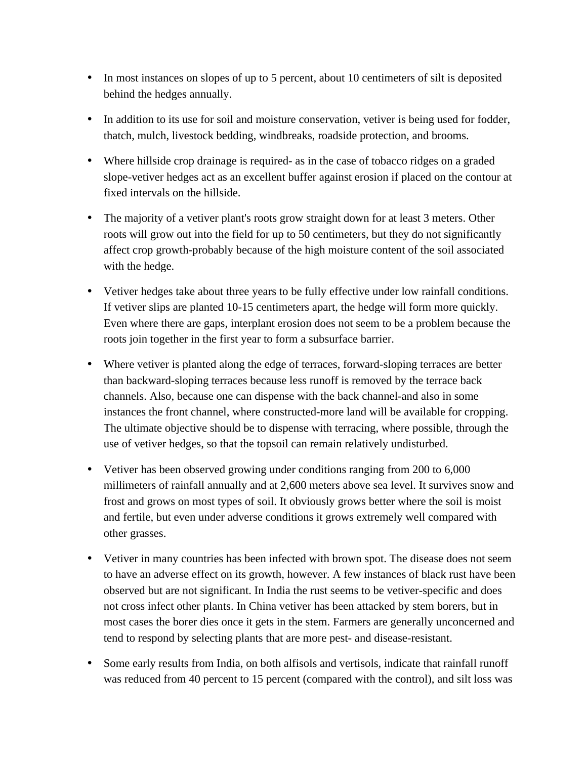- In most instances on slopes of up to 5 percent, about 10 centimeters of silt is deposited behind the hedges annually.

- In addition to its use for soil and moisture conservation, vetiver is being used for fodder, thatch, mulch, livestock bedding, windbreaks, roadside protection, and brooms.

- Where hillside crop drainage is required- as in the case of tobacco ridges on a graded slope-vetiver hedges act as an excellent buffer against erosion if placed on the contour at fixed intervals on the hillside.

- The majority of a vetiver plant's roots grow straight down for at least 3 meters. Other roots will grow out into the field for up to 50 centimeters, but they do not significantly affect crop growth-probably because of the high moisture content of the soil associated with the hedge.

- Vetiver hedges take about three years to be fully effective under low rainfall conditions. If vetiver slips are planted 10-15 centimeters apart, the hedge will form more quickly. Even where there are gaps, interplant erosion does not seem to be a problem because the roots join together in the first year to form a subsurface barrier.

- Where vetiver is planted along the edge of terraces, forward-sloping terraces are better than backward-sloping terraces because less runoff is removed by the terrace back channels. Also, because one can dispense with the back channel-and also in some instances the front channel, where constructed-more land will be available for cropping. The ultimate objective should be to dispense with terracing, where possible, through the use of vetiver hedges, so that the topsoil can remain relatively undisturbed.

- Vetiver has been observed growing under conditions ranging from 200 to 6,000 millimeters of rainfall annually and at 2,600 meters above sea level. It survives snow and frost and grows on most types of soil. It obviously grows better where the soil is moist and fertile, but even under adverse conditions it grows extremely well compared with other grasses.

- Vetiver in many countries has been infected with brown spot. The disease does not seem to have an adverse effect on its growth, however. A few instances of black rust have been observed but are not significant. In India the rust seems to be vetiver-specific and does not cross infect other plants. In China vetiver has been attacked by stem borers, but in most cases the borer dies once it gets in the stem. Farmers are generally unconcerned and tend to respond by selecting plants that are more pest- and disease-resistant.

- Some early results from India, on both alfisols and vertisols, indicate that rainfall runoff was reduced from 40 percent to 15 percent (compared with the control), and silt loss was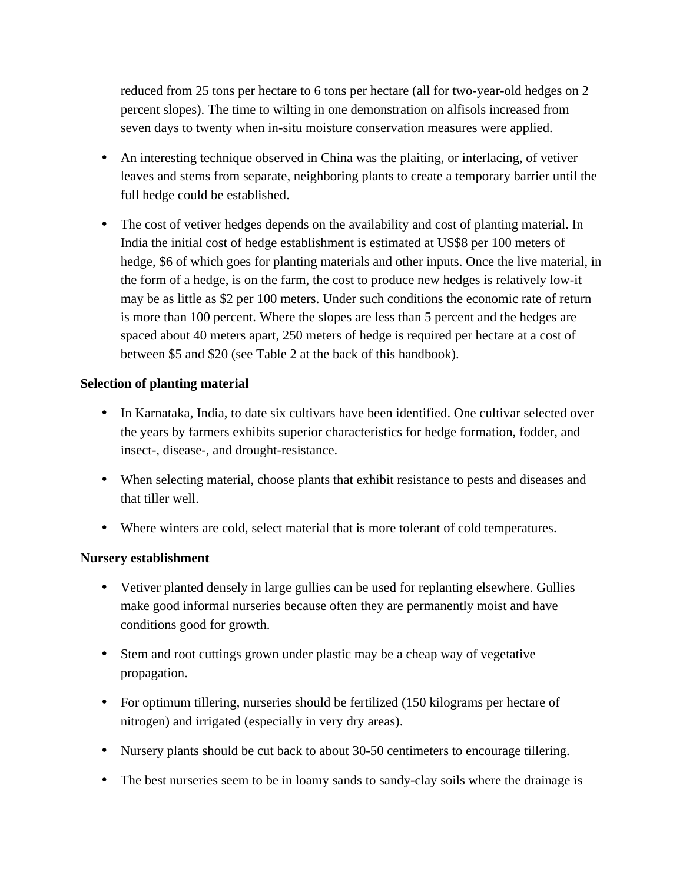reduced from 25 tons per hectare to 6 tons per hectare (all for two-year-old hedges on 2 percent slopes). The time to wilting in one demonstration on alfisols increased from seven days to twenty when in-situ moisture conservation measures were applied.

- An interesting technique observed in China was the plaiting, or interlacing, of vetiver leaves and stems from separate, neighboring plants to create a temporary barrier until the full hedge could be established.

- The cost of vetiver hedges depends on the availability and cost of planting material. In India the initial cost of hedge establishment is estimated at US$8 per 100 meters of hedge, $6 of which goes for planting materials and other inputs. Once the live material, in the form of a hedge, is on the farm, the cost to produce new hedges is relatively low-it may be as little as $2 per 100 meters. Under such conditions the economic rate of return is more than 100 percent. Where the slopes are less than 5 percent and the hedges are spaced about 40 meters apart, 250 meters of hedge is required per hectare at a cost of between $5 and $20 (see Table 2 at the back of this handbook).

**Selection of planting material**

- In Karnataka, India, to date six cultivars have been identified. One cultivar selected over the years by farmers exhibits superior characteristics for hedge formation, fodder, and insect-, disease-, and drought-resistance.

- When selecting material, choose plants that exhibit resistance to pests and diseases and that tiller well.

- Where winters are cold, select material that is more tolerant of cold temperatures.

**Nursery establishment**

- Vetiver planted densely in large gullies can be used for replanting elsewhere. Gullies make good informal nurseries because often they are permanently moist and have conditions good for growth.

- Stem and root cuttings grown under plastic may be a cheap way of vegetative propagation.

- For optimum tillering, nurseries should be fertilized (150 kilograms per hectare of nitrogen) and irrigated (especially in very dry areas).

- Nursery plants should be cut back to about 30-50 centimeters to encourage tillering.

- The best nurseries seem to be in loamy sands to sandy-clay soils where the drainage is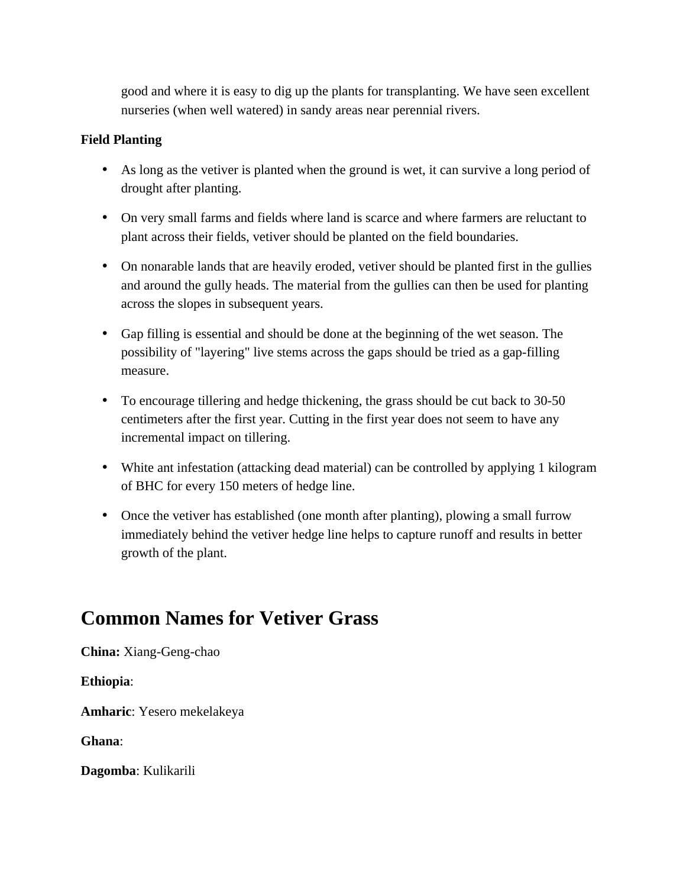good and where it is easy to dig up the plants for transplanting. We have seen excellent nurseries (when well watered) in sandy areas near perennial rivers.

**Field Planting**

- As long as the vetiver is planted when the ground is wet, it can survive a long period of drought after planting.
- On very small farms and fields where land is scarce and where farmers are reluctant to plant across their fields, vetiver should be planted on the field boundaries.
- On nonarable lands that are heavily eroded, vetiver should be planted first in the gullies and around the gully heads. The material from the gullies can then be used for planting across the slopes in subsequent years.
- Gap filling is essential and should be done at the beginning of the wet season. The possibility of "layering" live stems across the gaps should be tried as a gap-filling measure.
- To encourage tillering and hedge thickening, the grass should be cut back to 30-50 centimeters after the first year. Cutting in the first year does not seem to have any incremental impact on tillering.
- White ant infestation (attacking dead material) can be controlled by applying 1 kilogram of BHC for every 150 meters of hedge line.
- Once the vetiver has established (one month after planting), plowing a small furrow immediately behind the vetiver hedge line helps to capture runoff and results in better growth of the plant.

# Common Names for Vetiver Grass

**China:** Xiang-Geng-chao

**Ethiopia**:

**Amharic**: Yesero mekelakeya

**Ghana**:

**Dagomba**: Kulikarili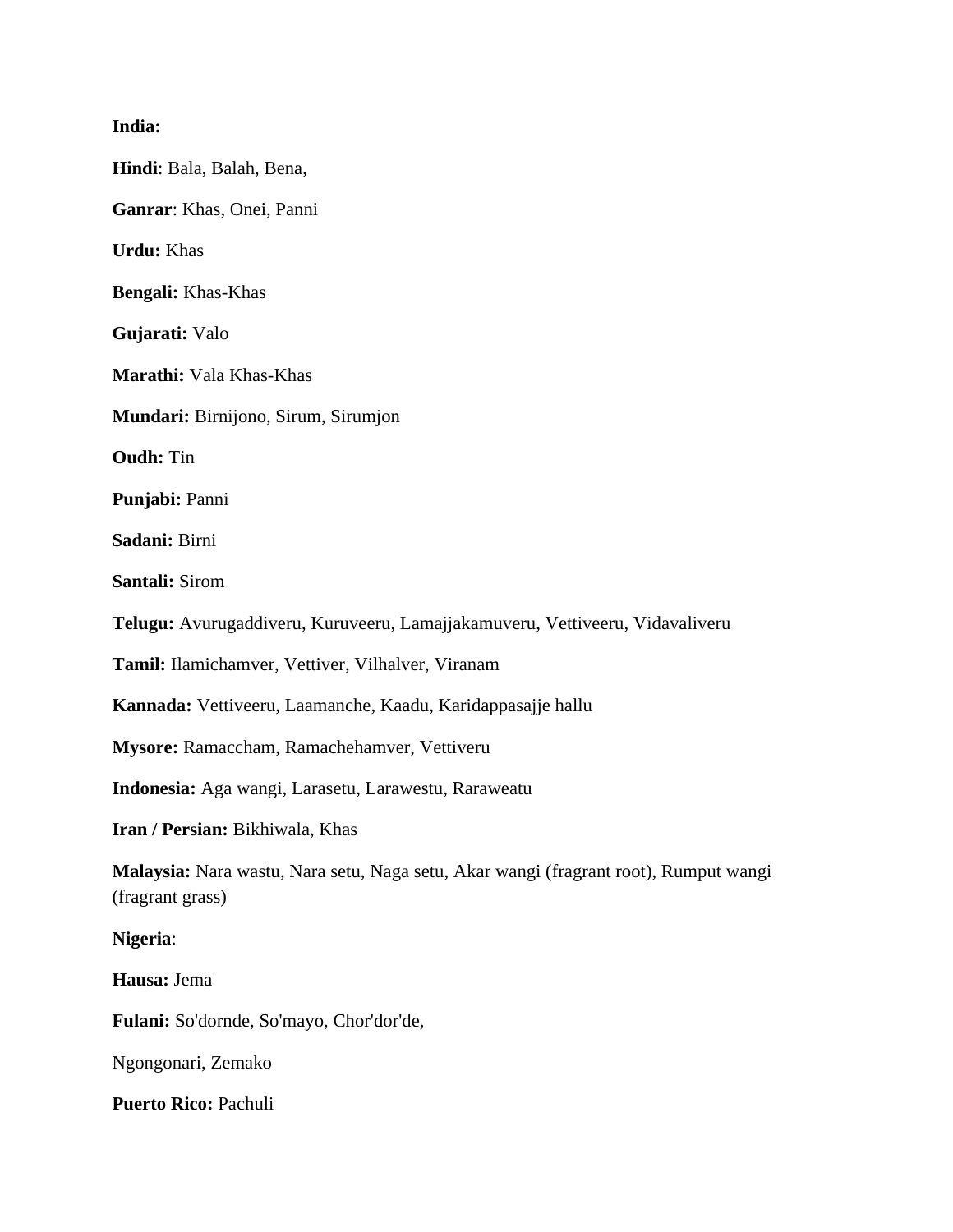**India:**

**Hindi**: Bala, Balah, Bena,

**Ganrar**: Khas, Onei, Panni

**Urdu:** Khas

**Bengali:** Khas-Khas

**Gujarati:** Valo

**Marathi:** Vala Khas-Khas

**Mundari:** Birnijono, Sirum, Sirumjon

**Oudh:** Tin

**Punjabi:** Panni

**Sadani:** Birni

**Santali:** Sirom

**Telugu:** Avurugaddiveru, Kuruveeru, Lamajjakamuveru, Vettiveeru, Vidavaliveru

**Tamil:** Ilamichamver, Vettiver, Vilhalver, Viranam

**Kannada:** Vettiveeru, Laamanche, Kaadu, Karidappasajje hallu

**Mysore:** Ramaccham, Ramachehamver, Vettiveru

**Indonesia:** Aga wangi, Larasetu, Larawestu, Raraweatu

**Iran / Persian:** Bikhiwala, Khas

**Malaysia:** Nara wastu, Nara setu, Naga setu, Akar wangi (fragrant root), Rumput wangi (fragrant grass)

**Nigeria**:

**Hausa:** Jema

**Fulani:** So'dornde, So'mayo, Chor'dor'de,

Ngongonari, Zemako

**Puerto Rico:** Pachuli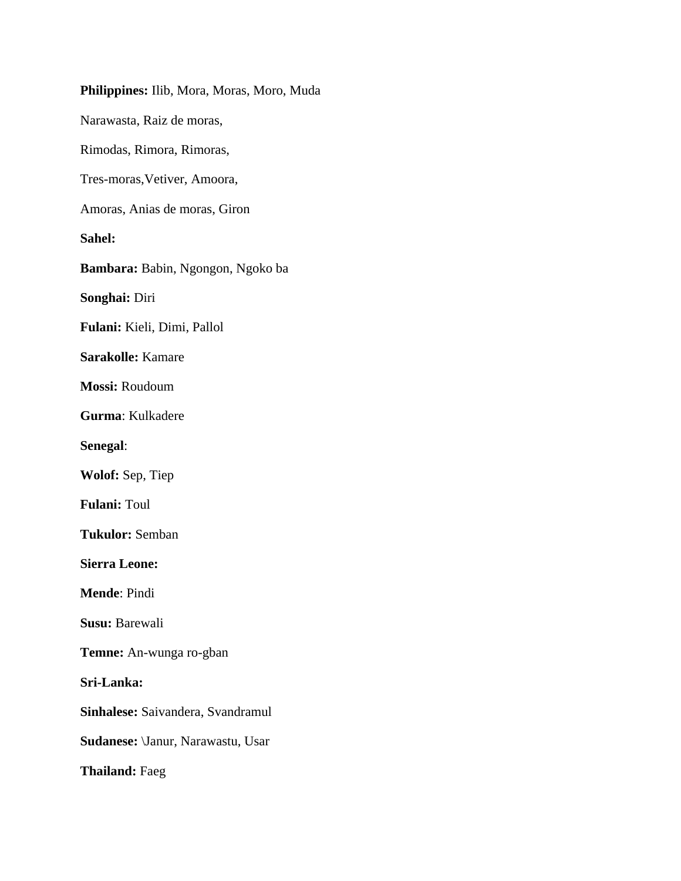**Philippines:** Ilib, Mora, Moras, Moro, Muda

Narawasta, Raiz de moras,

Rimodas, Rimora, Rimoras,

Tres-moras,Vetiver, Amoora,

Amoras, Anias de moras, Giron

**Sahel:**

**Bambara:** Babin, Ngongon, Ngoko ba

**Songhai:** Diri

**Fulani:** Kieli, Dimi, Pallol

**Sarakolle:** Kamare

**Mossi:** Roudoum

**Gurma**: Kulkadere

**Senegal**:

**Wolof:** Sep, Tiep

**Fulani:** Toul

**Tukulor:** Semban

**Sierra Leone:**

**Mende**: Pindi

**Susu:** Barewali

**Temne:** An-wunga ro-gban

**Sri-Lanka:**

**Sinhalese:** Saivandera, Svandramul

**Sudanese:** \Janur, Narawastu, Usar

**Thailand:** Faeg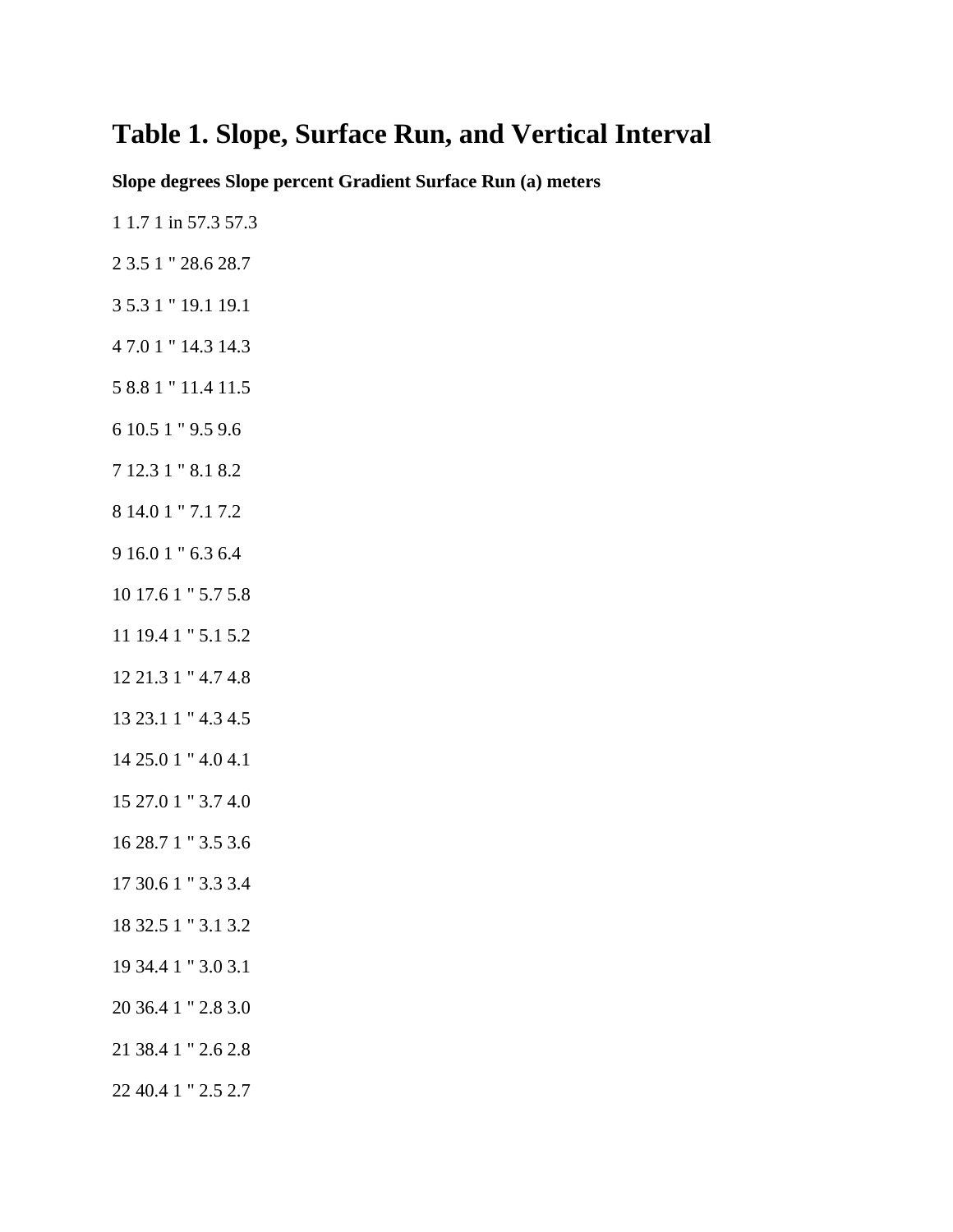# Table 1. Slope, Surface Run, and Vertical Interval

| Slope degrees | Slope percent | Gradient | Surface Run (a) meters |
|---|---|---|---|
| 1 | 1.7 | 1 in 57.3 | 57.3 |
| 2 | 3.5 | 1 " 28.6 | 28.7 |
| 3 | 5.3 | 1 " 19.1 | 19.1 |
| 4 | 7.0 | 1 " 14.3 | 14.3 |
| 5 | 8.8 | 1 " 11.4 | 11.5 |
| 6 | 10.5 | 1 " 9.5 | 9.6 |
| 7 | 12.3 | 1 " 8.1 | 8.2 |
| 8 | 14.0 | 1 " 7.1 | 7.2 |
| 9 | 16.0 | 1 " 6.3 | 6.4 |
| 10 | 17.6 | 1 " 5.7 | 5.8 |
| 11 | 19.4 | 1 " 5.1 | 5.2 |
| 12 | 21.3 | 1 " 4.7 | 4.8 |
| 13 | 23.1 | 1 " 4.3 | 4.5 |
| 14 | 25.0 | 1 " 4.0 | 4.1 |
| 15 | 27.0 | 1 " 3.7 | 4.0 |
| 16 | 28.7 | 1 " 3.5 | 3.6 |
| 17 | 30.6 | 1 " 3.3 | 3.4 |
| 18 | 32.5 | 1 " 3.1 | 3.2 |
| 19 | 34.4 | 1 " 3.0 | 3.1 |
| 20 | 36.4 | 1 " 2.8 | 3.0 |
| 21 | 38.4 | 1 " 2.6 | 2.8 |
| 22 | 40.4 | 1 " 2.5 | 2.7 |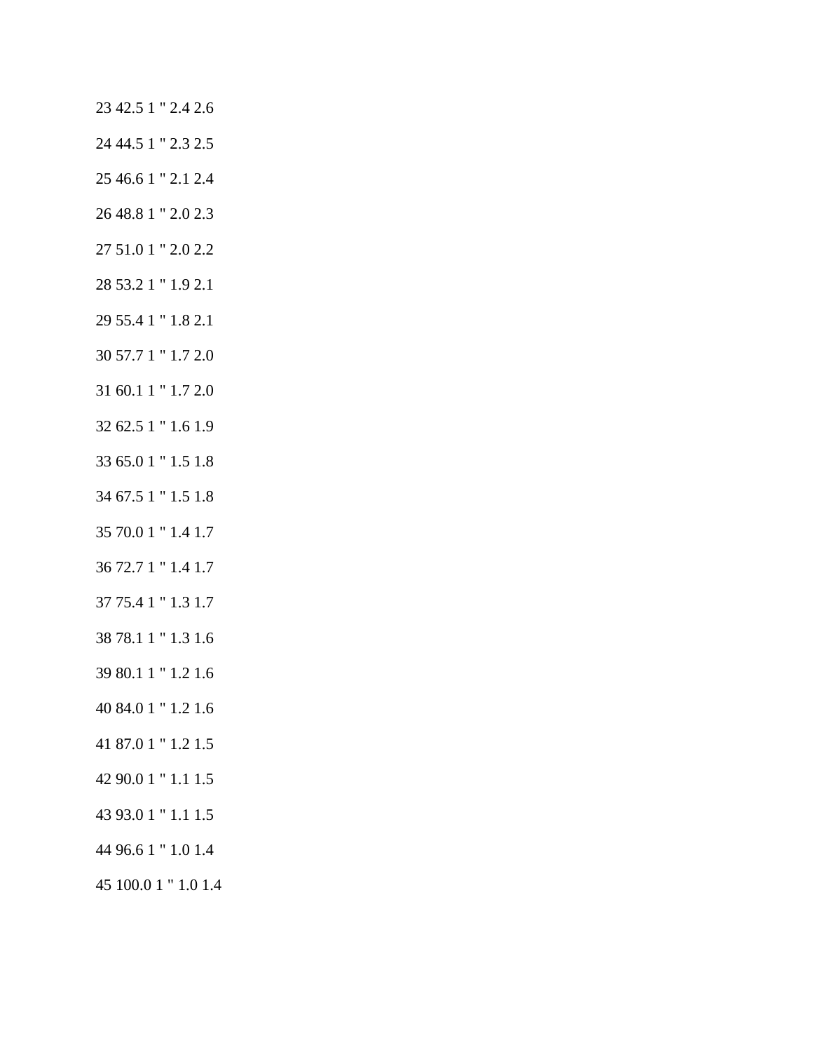23 42.5 1 " 2.4 2.6

24 44.5 1 " 2.3 2.5

25 46.6 1 " 2.1 2.4

26 48.8 1 " 2.0 2.3

27 51.0 1 " 2.0 2.2

28 53.2 1 " 1.9 2.1

29 55.4 1 " 1.8 2.1

30 57.7 1 " 1.7 2.0

31 60.1 1 " 1.7 2.0

32 62.5 1 " 1.6 1.9

33 65.0 1 " 1.5 1.8

34 67.5 1 " 1.5 1.8

35 70.0 1 " 1.4 1.7

36 72.7 1 " 1.4 1.7

37 75.4 1 " 1.3 1.7

38 78.1 1 " 1.3 1.6

39 80.1 1 " 1.2 1.6

40 84.0 1 " 1.2 1.6

41 87.0 1 " 1.2 1.5

42 90.0 1 " 1.1 1.5

43 93.0 1 " 1.1 1.5

44 96.6 1 " 1.0 1.4

45 100.0 1 " 1.0 1.4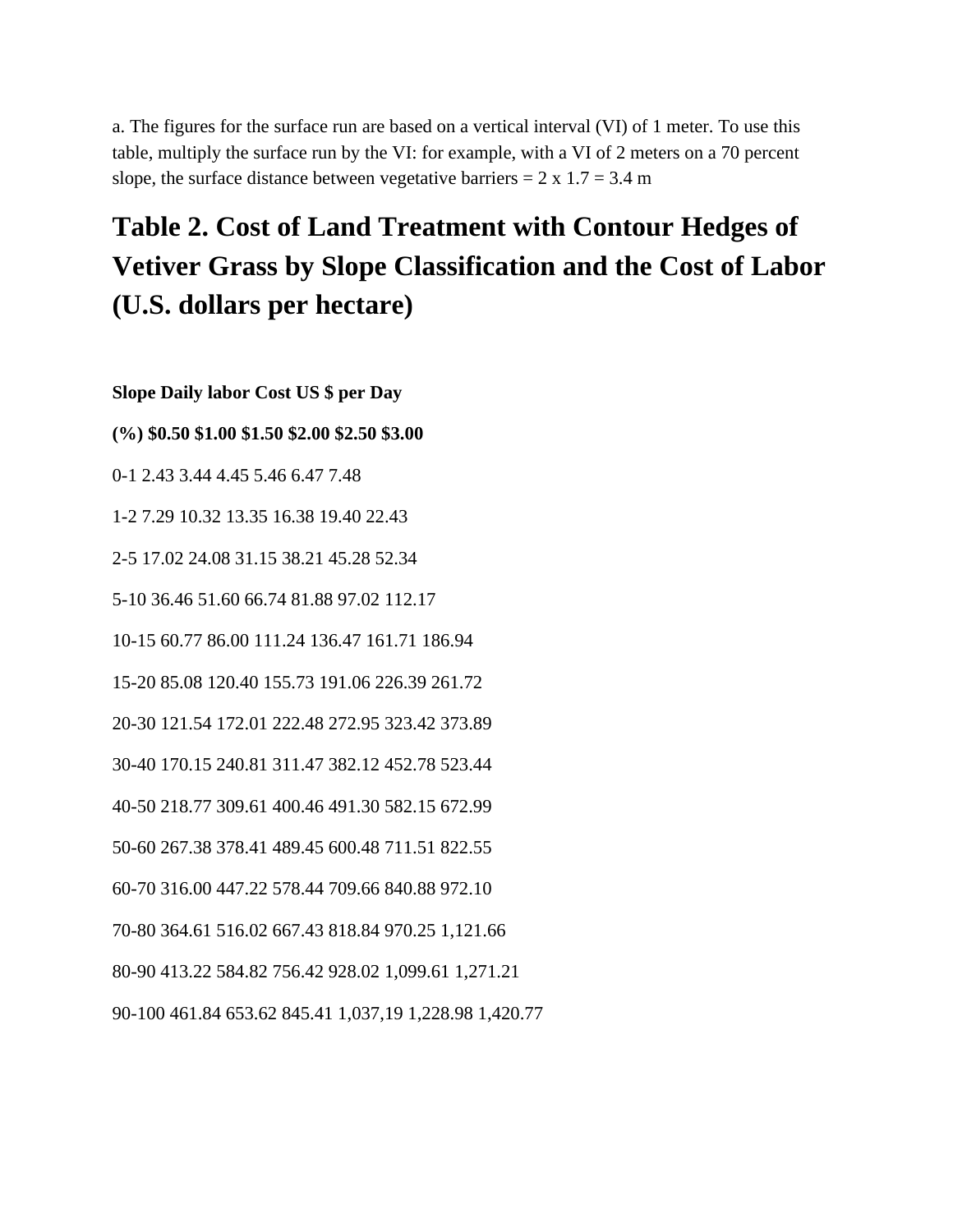a. The figures for the surface run are based on a vertical interval (VI) of 1 meter. To use this table, multiply the surface run by the VI: for example, with a VI of 2 meters on a 70 percent slope, the surface distance between vegetative barriers = 2 x 1.7 = 3.4 m

# Table 2. Cost of Land Treatment with Contour Hedges of Vetiver Grass by Slope Classification and the Cost of Labor (U.S. dollars per hectare)

| **Slope** | **Daily labor Cost US $ per Day** | | | | | |
|---|---|---|---|---|---|---|
| **(%)** | **$0.50** | **$1.00** | **$1.50** | **$2.00** | **$2.50** | **$3.00** |
| 0-1 | 2.43 | 3.44 | 4.45 | 5.46 | 6.47 | 7.48 |
| 1-2 | 7.29 | 10.32 | 13.35 | 16.38 | 19.40 | 22.43 |
| 2-5 | 17.02 | 24.08 | 31.15 | 38.21 | 45.28 | 52.34 |
| 5-10 | 36.46 | 51.60 | 66.74 | 81.88 | 97.02 | 112.17 |
| 10-15 | 60.77 | 86.00 | 111.24 | 136.47 | 161.71 | 186.94 |
| 15-20 | 85.08 | 120.40 | 155.73 | 191.06 | 226.39 | 261.72 |
| 20-30 | 121.54 | 172.01 | 222.48 | 272.95 | 323.42 | 373.89 |
| 30-40 | 170.15 | 240.81 | 311.47 | 382.12 | 452.78 | 523.44 |
| 40-50 | 218.77 | 309.61 | 400.46 | 491.30 | 582.15 | 672.99 |
| 50-60 | 267.38 | 378.41 | 489.45 | 600.48 | 711.51 | 822.55 |
| 60-70 | 316.00 | 447.22 | 578.44 | 709.66 | 840.88 | 972.10 |
| 70-80 | 364.61 | 516.02 | 667.43 | 818.84 | 970.25 | 1,121.66 |
| 80-90 | 413.22 | 584.82 | 756.42 | 928.02 | 1,099.61 | 1,271.21 |
| 90-100 | 461.84 | 653.62 | 845.41 | 1,037,19 | 1,228.98 | 1,420.77 |